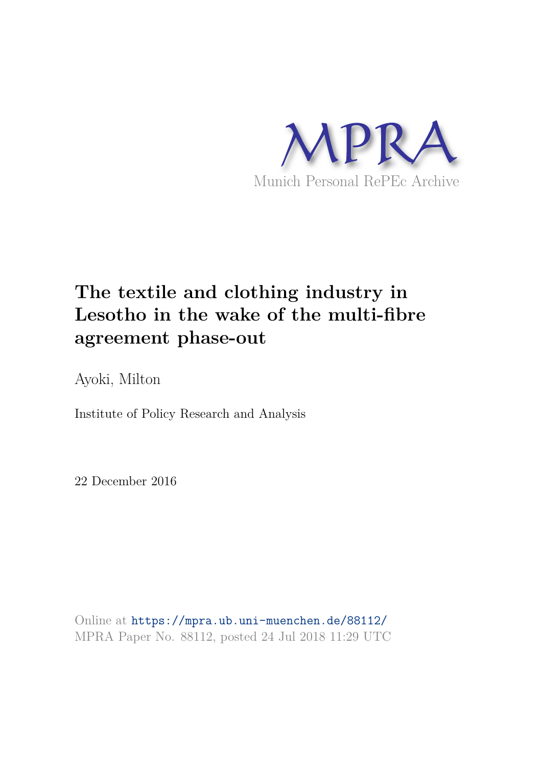MPRA

Munich Personal RePEc Archive

# The textile and clothing industry in Lesotho in the wake of the multi-fibre agreement phase-out

Ayoki, Milton

Institute of Policy Research and Analysis

22 December 2016

Online at https://mpra.ub.uni-muenchen.de/88112/
MPRA Paper No. 88112, posted 24 Jul 2018 11:29 UTC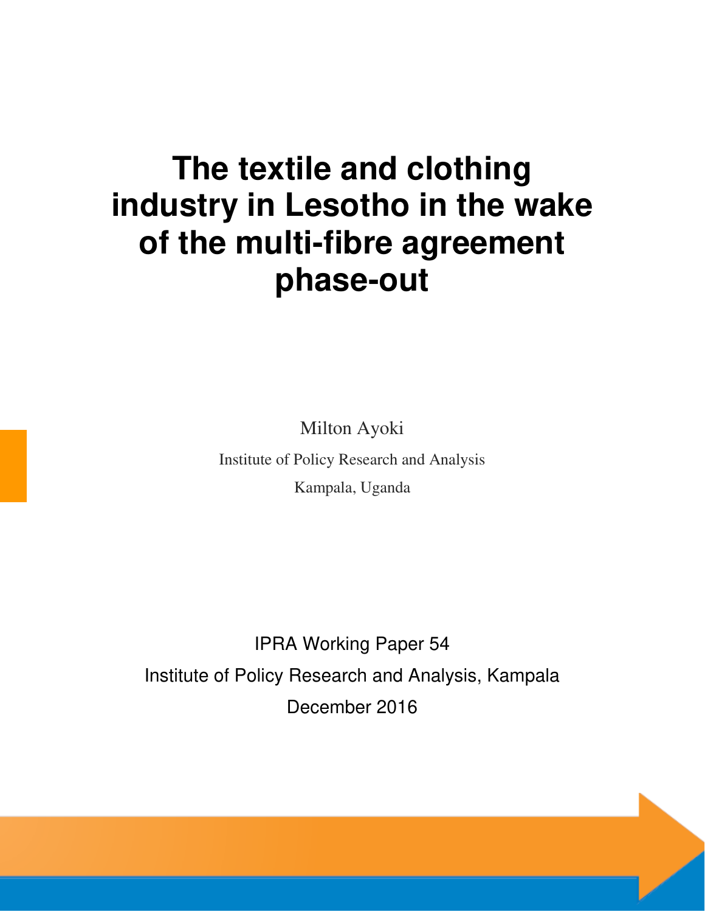# The textile and clothing industry in Lesotho in the wake of the multi-fibre agreement phase-out

Milton Ayoki

Institute of Policy Research and Analysis

Kampala, Uganda

IPRA Working Paper 54

Institute of Policy Research and Analysis, Kampala

December 2016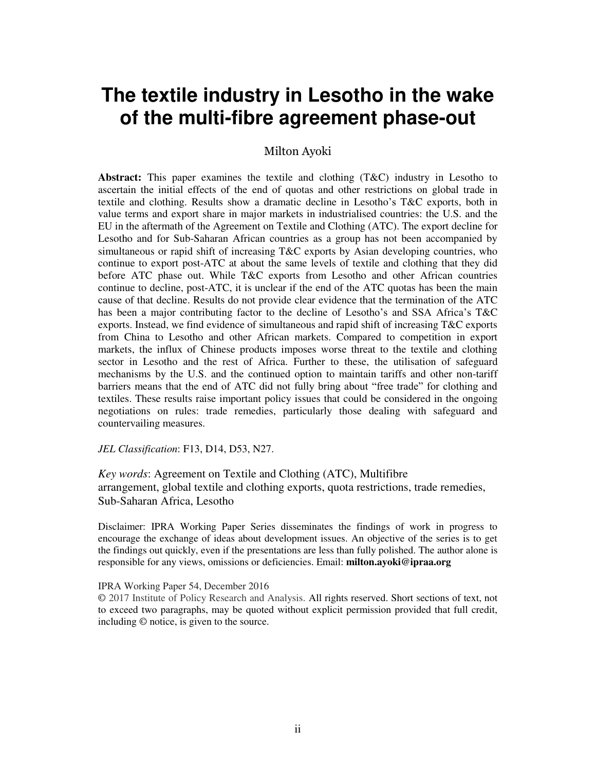# The textile industry in Lesotho in the wake of the multi-fibre agreement phase-out

Milton Ayoki

**Abstract:** This paper examines the textile and clothing (T&C) industry in Lesotho to ascertain the initial effects of the end of quotas and other restrictions on global trade in textile and clothing. Results show a dramatic decline in Lesotho's T&C exports, both in value terms and export share in major markets in industrialised countries: the U.S. and the EU in the aftermath of the Agreement on Textile and Clothing (ATC). The export decline for Lesotho and for Sub-Saharan African countries as a group has not been accompanied by simultaneous or rapid shift of increasing T&C exports by Asian developing countries, who continue to export post-ATC at about the same levels of textile and clothing that they did before ATC phase out. While T&C exports from Lesotho and other African countries continue to decline, post-ATC, it is unclear if the end of the ATC quotas has been the main cause of that decline. Results do not provide clear evidence that the termination of the ATC has been a major contributing factor to the decline of Lesotho's and SSA Africa's T&C exports. Instead, we find evidence of simultaneous and rapid shift of increasing T&C exports from China to Lesotho and other African markets. Compared to competition in export markets, the influx of Chinese products imposes worse threat to the textile and clothing sector in Lesotho and the rest of Africa. Further to these, the utilisation of safeguard mechanisms by the U.S. and the continued option to maintain tariffs and other non-tariff barriers means that the end of ATC did not fully bring about "free trade" for clothing and textiles. These results raise important policy issues that could be considered in the ongoing negotiations on rules: trade remedies, particularly those dealing with safeguard and countervailing measures.

*JEL Classification*: F13, D14, D53, N27.

*Key words*: Agreement on Textile and Clothing (ATC), Multifibre arrangement, global textile and clothing exports, quota restrictions, trade remedies, Sub-Saharan Africa, Lesotho

Disclaimer: IPRA Working Paper Series disseminates the findings of work in progress to encourage the exchange of ideas about development issues. An objective of the series is to get the findings out quickly, even if the presentations are less than fully polished. The author alone is responsible for any views, omissions or deficiencies. Email: **milton.ayoki@ipraa.org**

IPRA Working Paper 54, December 2016

© 2017 Institute of Policy Research and Analysis. All rights reserved. Short sections of text, not to exceed two paragraphs, may be quoted without explicit permission provided that full credit, including © notice, is given to the source.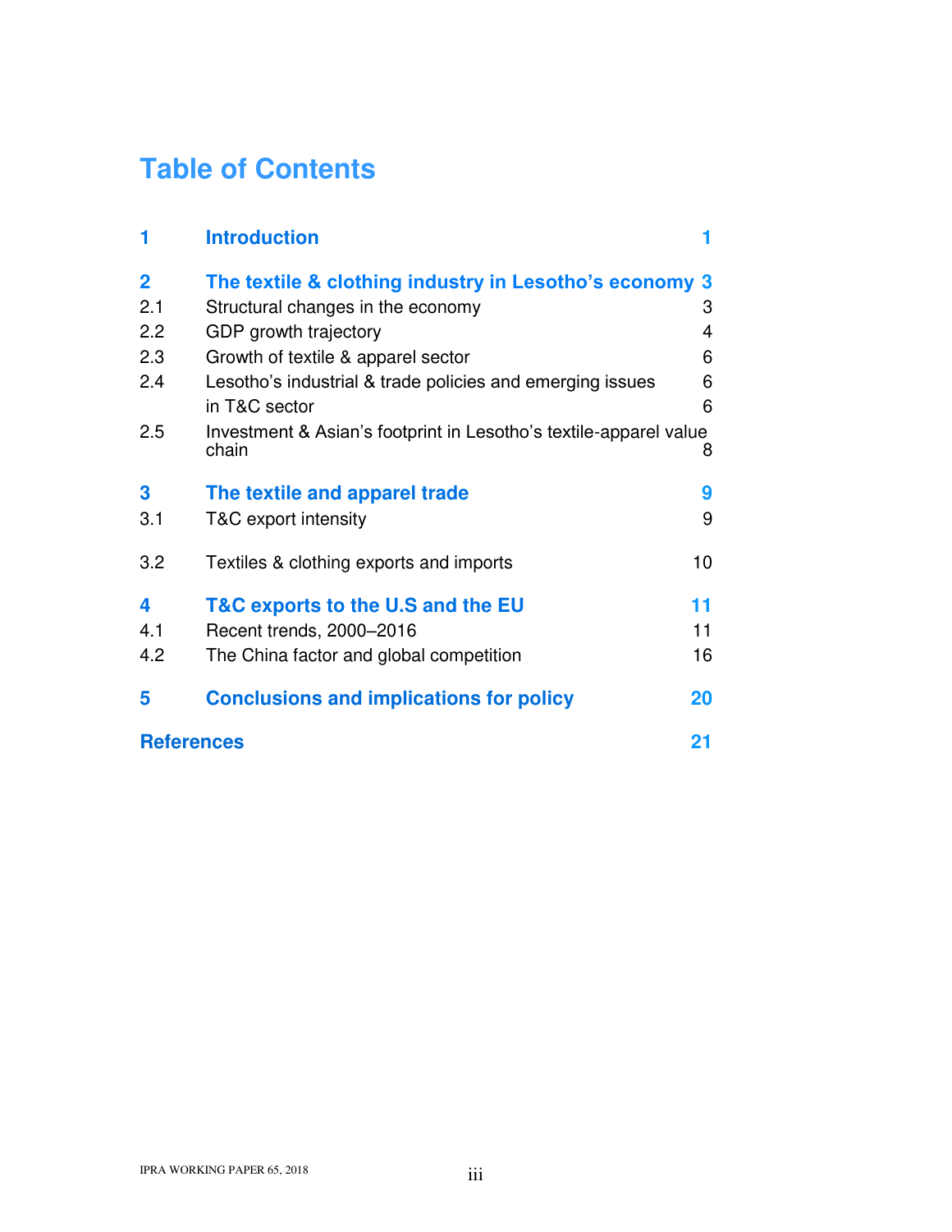# Table of Contents

| | | |
|---|---|---|
| **1** | **Introduction** | **1** |
| **2** | **The textile & clothing industry in Lesotho's economy** | **3** |
| 2.1 | Structural changes in the economy | 3 |
| 2.2 | GDP growth trajectory | 4 |
| 2.3 | Growth of textile & apparel sector | 6 |
| 2.4 | Lesotho's industrial & trade policies and emerging issues in T&C sector | 6 |
| 2.5 | Investment & Asian's footprint in Lesotho's textile-apparel value chain | 8 |
| **3** | **The textile and apparel trade** | **9** |
| 3.1 | T&C export intensity | 9 |
| 3.2 | Textiles & clothing exports and imports | 10 |
| **4** | **T&C exports to the U.S and the EU** | **11** |
| 4.1 | Recent trends, 2000–2016 | 11 |
| 4.2 | The China factor and global competition | 16 |
| **5** | **Conclusions and implications for policy** | **20** |
| **References** | | **21** |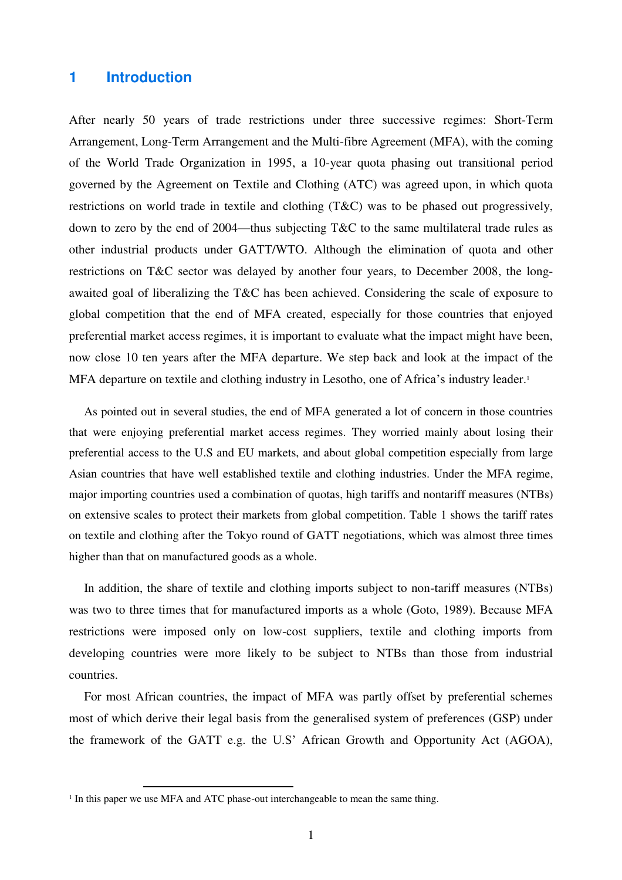# 1 Introduction

After nearly 50 years of trade restrictions under three successive regimes: Short-Term Arrangement, Long-Term Arrangement and the Multi-fibre Agreement (MFA), with the coming of the World Trade Organization in 1995, a 10-year quota phasing out transitional period governed by the Agreement on Textile and Clothing (ATC) was agreed upon, in which quota restrictions on world trade in textile and clothing (T&C) was to be phased out progressively, down to zero by the end of 2004—thus subjecting T&C to the same multilateral trade rules as other industrial products under GATT/WTO. Although the elimination of quota and other restrictions on T&C sector was delayed by another four years, to December 2008, the long-awaited goal of liberalizing the T&C has been achieved. Considering the scale of exposure to global competition that the end of MFA created, especially for those countries that enjoyed preferential market access regimes, it is important to evaluate what the impact might have been, now close 10 ten years after the MFA departure. We step back and look at the impact of the MFA departure on textile and clothing industry in Lesotho, one of Africa's industry leader.[1]

As pointed out in several studies, the end of MFA generated a lot of concern in those countries that were enjoying preferential market access regimes. They worried mainly about losing their preferential access to the U.S and EU markets, and about global competition especially from large Asian countries that have well established textile and clothing industries. Under the MFA regime, major importing countries used a combination of quotas, high tariffs and nontariff measures (NTBs) on extensive scales to protect their markets from global competition. Table 1 shows the tariff rates on textile and clothing after the Tokyo round of GATT negotiations, which was almost three times higher than that on manufactured goods as a whole.

In addition, the share of textile and clothing imports subject to non-tariff measures (NTBs) was two to three times that for manufactured imports as a whole (Goto, 1989). Because MFA restrictions were imposed only on low-cost suppliers, textile and clothing imports from developing countries were more likely to be subject to NTBs than those from industrial countries.

For most African countries, the impact of MFA was partly offset by preferential schemes most of which derive their legal basis from the generalised system of preferences (GSP) under the framework of the GATT e.g. the U.S' African Growth and Opportunity Act (AGOA),

[1] In this paper we use MFA and ATC phase-out interchangeable to mean the same thing.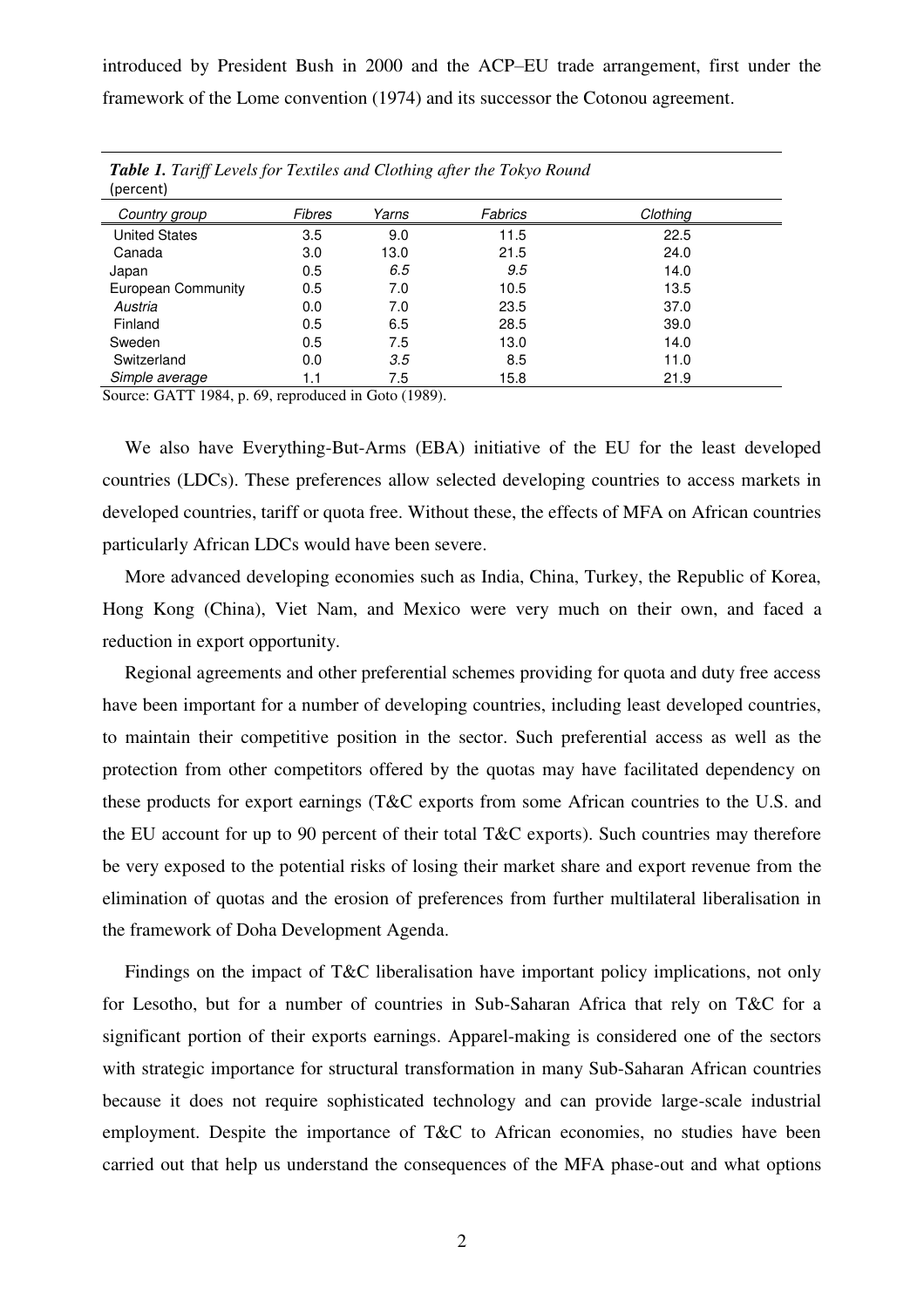introduced by President Bush in 2000 and the ACP–EU trade arrangement, first under the framework of the Lome convention (1974) and its successor the Cotonou agreement.

***Table 1.*** *Tariff Levels for Textiles and Clothing after the Tokyo Round* (percent)

| *Country group* | *Fibres* | *Yarns* | *Fabrics* | *Clothing* |
|---|---|---|---|---|
| United States | 3.5 | 9.0 | 11.5 | 22.5 |
| Canada | 3.0 | 13.0 | 21.5 | 24.0 |
| Japan | 0.5 | *6.5* | *9.5* | 14.0 |
| European Community | 0.5 | 7.0 | 10.5 | 13.5 |
| *Austria* | 0.0 | 7.0 | 23.5 | 37.0 |
| Finland | 0.5 | 6.5 | 28.5 | 39.0 |
| Sweden | 0.5 | 7.5 | 13.0 | 14.0 |
| Switzerland | 0.0 | *3.5* | 8.5 | 11.0 |
| *Simple average* | 1.1 | 7.5 | 15.8 | 21.9 |

Source: GATT 1984, p. 69, reproduced in Goto (1989).

We also have Everything-But-Arms (EBA) initiative of the EU for the least developed countries (LDCs). These preferences allow selected developing countries to access markets in developed countries, tariff or quota free. Without these, the effects of MFA on African countries particularly African LDCs would have been severe.

More advanced developing economies such as India, China, Turkey, the Republic of Korea, Hong Kong (China), Viet Nam, and Mexico were very much on their own, and faced a reduction in export opportunity.

Regional agreements and other preferential schemes providing for quota and duty free access have been important for a number of developing countries, including least developed countries, to maintain their competitive position in the sector. Such preferential access as well as the protection from other competitors offered by the quotas may have facilitated dependency on these products for export earnings (T&C exports from some African countries to the U.S. and the EU account for up to 90 percent of their total T&C exports). Such countries may therefore be very exposed to the potential risks of losing their market share and export revenue from the elimination of quotas and the erosion of preferences from further multilateral liberalisation in the framework of Doha Development Agenda.

Findings on the impact of T&C liberalisation have important policy implications, not only for Lesotho, but for a number of countries in Sub-Saharan Africa that rely on T&C for a significant portion of their exports earnings. Apparel-making is considered one of the sectors with strategic importance for structural transformation in many Sub-Saharan African countries because it does not require sophisticated technology and can provide large-scale industrial employment. Despite the importance of T&C to African economies, no studies have been carried out that help us understand the consequences of the MFA phase-out and what options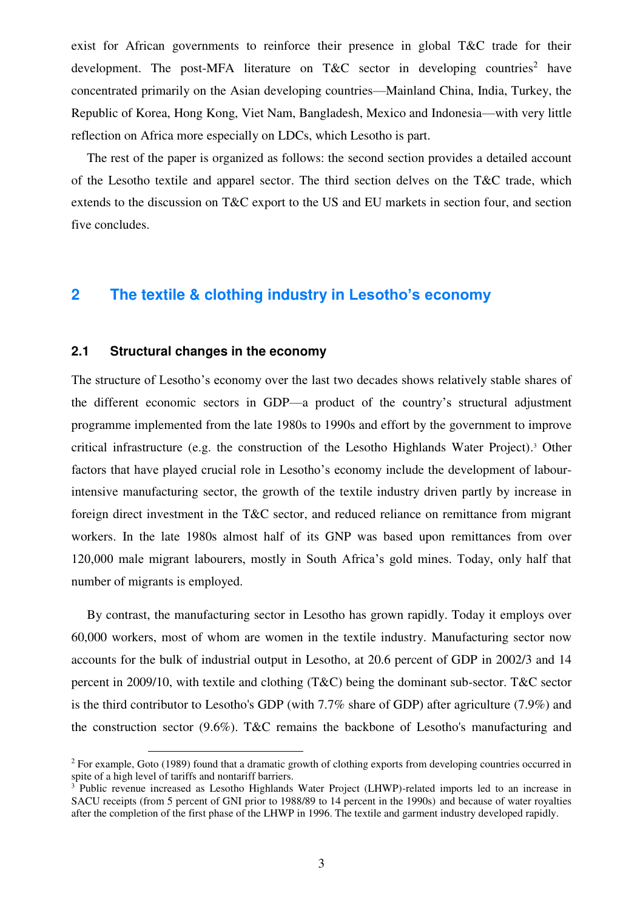exist for African governments to reinforce their presence in global T&C trade for their development. The post-MFA literature on T&C sector in developing countries[2] have concentrated primarily on the Asian developing countries—Mainland China, India, Turkey, the Republic of Korea, Hong Kong, Viet Nam, Bangladesh, Mexico and Indonesia—with very little reflection on Africa more especially on LDCs, which Lesotho is part.

The rest of the paper is organized as follows: the second section provides a detailed account of the Lesotho textile and apparel sector. The third section delves on the T&C trade, which extends to the discussion on T&C export to the US and EU markets in section four, and section five concludes.

## 2 The textile & clothing industry in Lesotho's economy

### 2.1 Structural changes in the economy

The structure of Lesotho's economy over the last two decades shows relatively stable shares of the different economic sectors in GDP—a product of the country's structural adjustment programme implemented from the late 1980s to 1990s and effort by the government to improve critical infrastructure (e.g. the construction of the Lesotho Highlands Water Project).[3] Other factors that have played crucial role in Lesotho's economy include the development of labour-intensive manufacturing sector, the growth of the textile industry driven partly by increase in foreign direct investment in the T&C sector, and reduced reliance on remittance from migrant workers. In the late 1980s almost half of its GNP was based upon remittances from over 120,000 male migrant labourers, mostly in South Africa's gold mines. Today, only half that number of migrants is employed.

By contrast, the manufacturing sector in Lesotho has grown rapidly. Today it employs over 60,000 workers, most of whom are women in the textile industry. Manufacturing sector now accounts for the bulk of industrial output in Lesotho, at 20.6 percent of GDP in 2002/3 and 14 percent in 2009/10, with textile and clothing (T&C) being the dominant sub-sector. T&C sector is the third contributor to Lesotho's GDP (with 7.7% share of GDP) after agriculture (7.9%) and the construction sector (9.6%). T&C remains the backbone of Lesotho's manufacturing and

---

[2] For example, Goto (1989) found that a dramatic growth of clothing exports from developing countries occurred in spite of a high level of tariffs and nontariff barriers.

[3] Public revenue increased as Lesotho Highlands Water Project (LHWP)-related imports led to an increase in SACU receipts (from 5 percent of GNI prior to 1988/89 to 14 percent in the 1990s) and because of water royalties after the completion of the first phase of the LHWP in 1996. The textile and garment industry developed rapidly.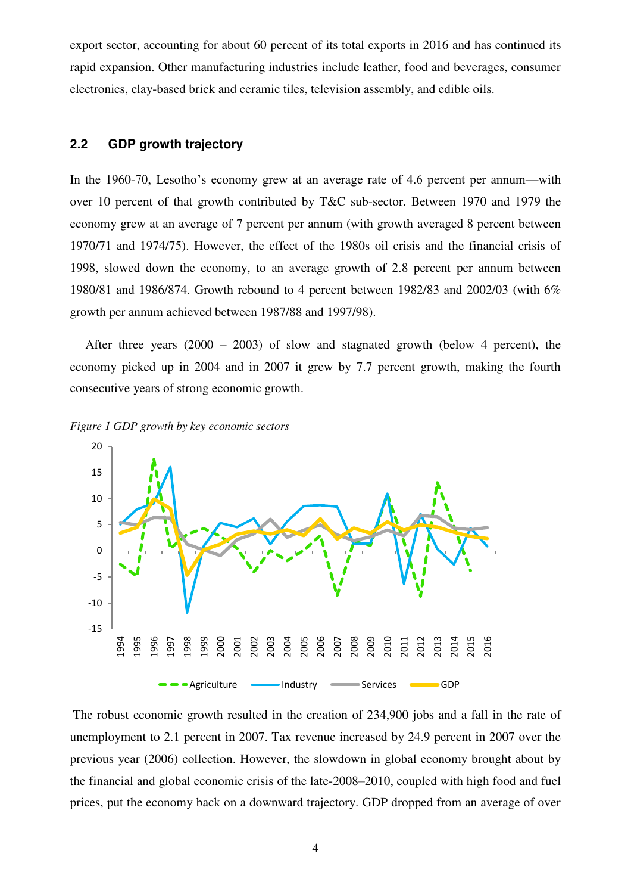export sector, accounting for about 60 percent of its total exports in 2016 and has continued its rapid expansion. Other manufacturing industries include leather, food and beverages, consumer electronics, clay-based brick and ceramic tiles, television assembly, and edible oils.

### 2.2 GDP growth trajectory

In the 1960-70, Lesotho's economy grew at an average rate of 4.6 percent per annum—with over 10 percent of that growth contributed by T&C sub-sector. Between 1970 and 1979 the economy grew at an average of 7 percent per annum (with growth averaged 8 percent between 1970/71 and 1974/75). However, the effect of the 1980s oil crisis and the financial crisis of 1998, slowed down the economy, to an average growth of 2.8 percent per annum between 1980/81 and 1986/874. Growth rebound to 4 percent between 1982/83 and 2002/03 (with 6% growth per annum achieved between 1987/88 and 1997/98).

After three years (2000 – 2003) of slow and stagnated growth (below 4 percent), the economy picked up in 2004 and in 2007 it grew by 7.7 percent growth, making the fourth consecutive years of strong economic growth.

*Figure 1 GDP growth by key economic sectors*

The robust economic growth resulted in the creation of 234,900 jobs and a fall in the rate of unemployment to 2.1 percent in 2007. Tax revenue increased by 24.9 percent in 2007 over the previous year (2006) collection. However, the slowdown in global economy brought about by the financial and global economic crisis of the late-2008–2010, coupled with high food and fuel prices, put the economy back on a downward trajectory. GDP dropped from an average of over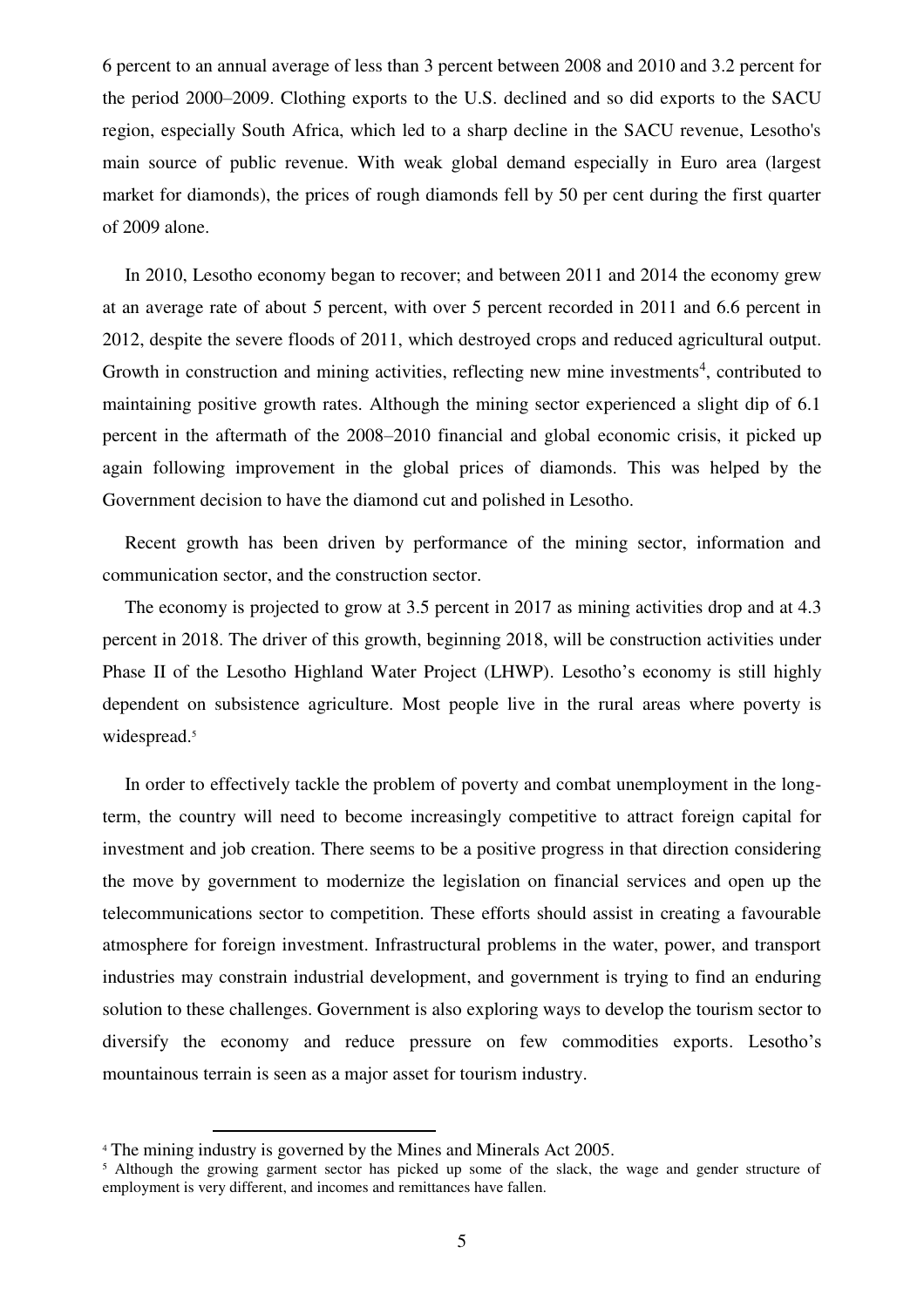6 percent to an annual average of less than 3 percent between 2008 and 2010 and 3.2 percent for the period 2000–2009. Clothing exports to the U.S. declined and so did exports to the SACU region, especially South Africa, which led to a sharp decline in the SACU revenue, Lesotho's main source of public revenue. With weak global demand especially in Euro area (largest market for diamonds), the prices of rough diamonds fell by 50 per cent during the first quarter of 2009 alone.

In 2010, Lesotho economy began to recover; and between 2011 and 2014 the economy grew at an average rate of about 5 percent, with over 5 percent recorded in 2011 and 6.6 percent in 2012, despite the severe floods of 2011, which destroyed crops and reduced agricultural output. Growth in construction and mining activities, reflecting new mine investments[4], contributed to maintaining positive growth rates. Although the mining sector experienced a slight dip of 6.1 percent in the aftermath of the 2008–2010 financial and global economic crisis, it picked up again following improvement in the global prices of diamonds. This was helped by the Government decision to have the diamond cut and polished in Lesotho.

Recent growth has been driven by performance of the mining sector, information and communication sector, and the construction sector.

The economy is projected to grow at 3.5 percent in 2017 as mining activities drop and at 4.3 percent in 2018. The driver of this growth, beginning 2018, will be construction activities under Phase II of the Lesotho Highland Water Project (LHWP). Lesotho's economy is still highly dependent on subsistence agriculture. Most people live in the rural areas where poverty is widespread.[5]

In order to effectively tackle the problem of poverty and combat unemployment in the long-term, the country will need to become increasingly competitive to attract foreign capital for investment and job creation. There seems to be a positive progress in that direction considering the move by government to modernize the legislation on financial services and open up the telecommunications sector to competition. These efforts should assist in creating a favourable atmosphere for foreign investment. Infrastructural problems in the water, power, and transport industries may constrain industrial development, and government is trying to find an enduring solution to these challenges. Government is also exploring ways to develop the tourism sector to diversify the economy and reduce pressure on few commodities exports. Lesotho's mountainous terrain is seen as a major asset for tourism industry.

---

[4] The mining industry is governed by the Mines and Minerals Act 2005.

[5] Although the growing garment sector has picked up some of the slack, the wage and gender structure of employment is very different, and incomes and remittances have fallen.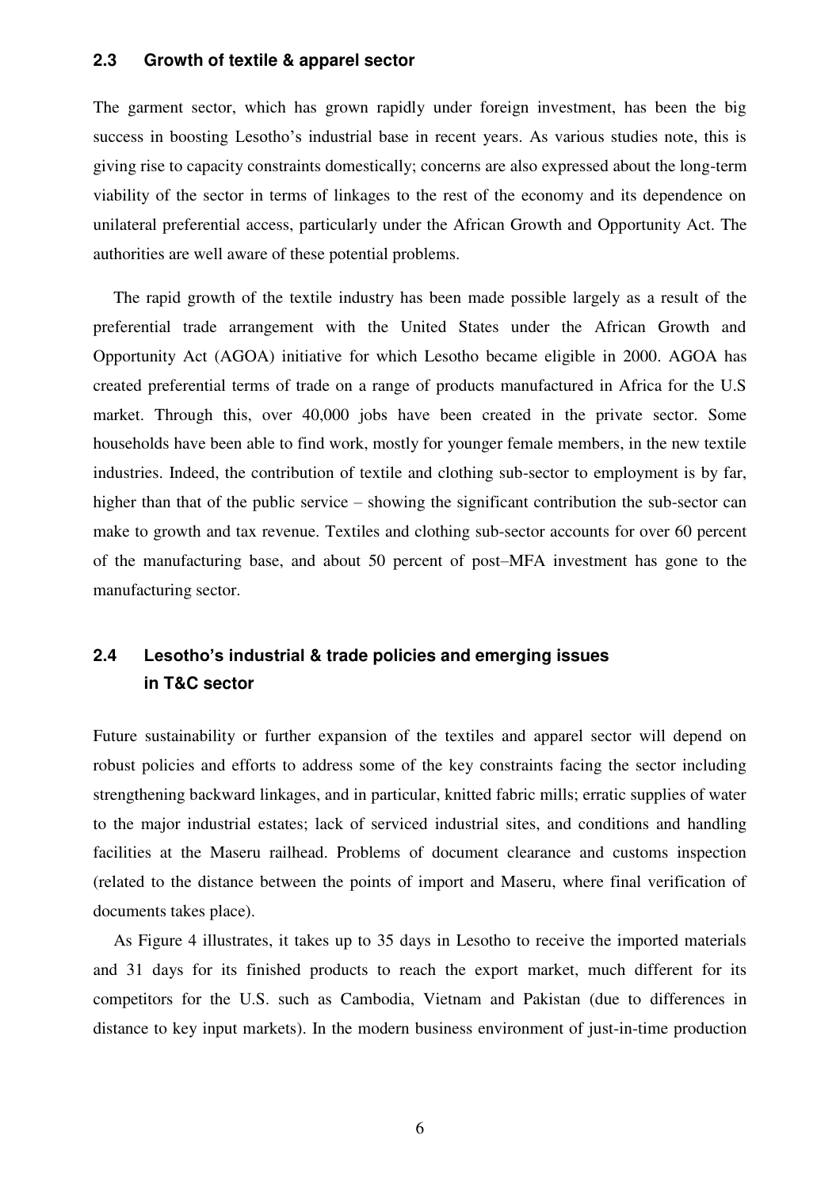### 2.3 Growth of textile & apparel sector

The garment sector, which has grown rapidly under foreign investment, has been the big success in boosting Lesotho's industrial base in recent years. As various studies note, this is giving rise to capacity constraints domestically; concerns are also expressed about the long-term viability of the sector in terms of linkages to the rest of the economy and its dependence on unilateral preferential access, particularly under the African Growth and Opportunity Act. The authorities are well aware of these potential problems.

The rapid growth of the textile industry has been made possible largely as a result of the preferential trade arrangement with the United States under the African Growth and Opportunity Act (AGOA) initiative for which Lesotho became eligible in 2000. AGOA has created preferential terms of trade on a range of products manufactured in Africa for the U.S market. Through this, over 40,000 jobs have been created in the private sector. Some households have been able to find work, mostly for younger female members, in the new textile industries. Indeed, the contribution of textile and clothing sub-sector to employment is by far, higher than that of the public service – showing the significant contribution the sub-sector can make to growth and tax revenue. Textiles and clothing sub-sector accounts for over 60 percent of the manufacturing base, and about 50 percent of post–MFA investment has gone to the manufacturing sector.

### 2.4 Lesotho's industrial & trade policies and emerging issues in T&C sector

Future sustainability or further expansion of the textiles and apparel sector will depend on robust policies and efforts to address some of the key constraints facing the sector including strengthening backward linkages, and in particular, knitted fabric mills; erratic supplies of water to the major industrial estates; lack of serviced industrial sites, and conditions and handling facilities at the Maseru railhead. Problems of document clearance and customs inspection (related to the distance between the points of import and Maseru, where final verification of documents takes place).

As Figure 4 illustrates, it takes up to 35 days in Lesotho to receive the imported materials and 31 days for its finished products to reach the export market, much different for its competitors for the U.S. such as Cambodia, Vietnam and Pakistan (due to differences in distance to key input markets). In the modern business environment of just-in-time production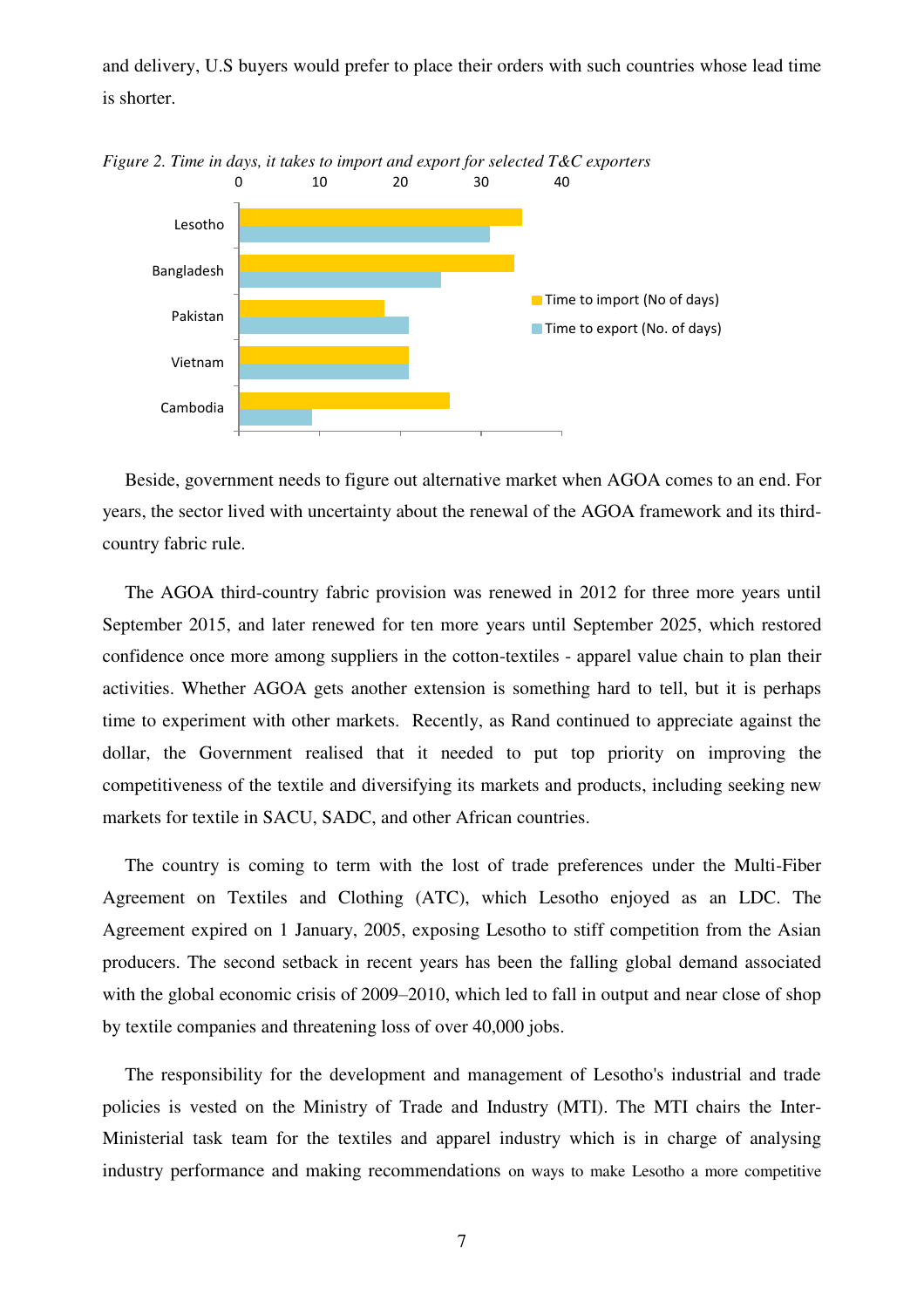and delivery, U.S buyers would prefer to place their orders with such countries whose lead time is shorter.

*Figure 2. Time in days, it takes to import and export for selected T&C exporters*

Beside, government needs to figure out alternative market when AGOA comes to an end. For years, the sector lived with uncertainty about the renewal of the AGOA framework and its third-country fabric rule.

The AGOA third-country fabric provision was renewed in 2012 for three more years until September 2015, and later renewed for ten more years until September 2025, which restored confidence once more among suppliers in the cotton-textiles - apparel value chain to plan their activities. Whether AGOA gets another extension is something hard to tell, but it is perhaps time to experiment with other markets. Recently, as Rand continued to appreciate against the dollar, the Government realised that it needed to put top priority on improving the competitiveness of the textile and diversifying its markets and products, including seeking new markets for textile in SACU, SADC, and other African countries.

The country is coming to term with the lost of trade preferences under the Multi-Fiber Agreement on Textiles and Clothing (ATC), which Lesotho enjoyed as an LDC. The Agreement expired on 1 January, 2005, exposing Lesotho to stiff competition from the Asian producers. The second setback in recent years has been the falling global demand associated with the global economic crisis of 2009–2010, which led to fall in output and near close of shop by textile companies and threatening loss of over 40,000 jobs.

The responsibility for the development and management of Lesotho's industrial and trade policies is vested on the Ministry of Trade and Industry (MTI). The MTI chairs the Inter-Ministerial task team for the textiles and apparel industry which is in charge of analysing industry performance and making recommendations on ways to make Lesotho a more competitive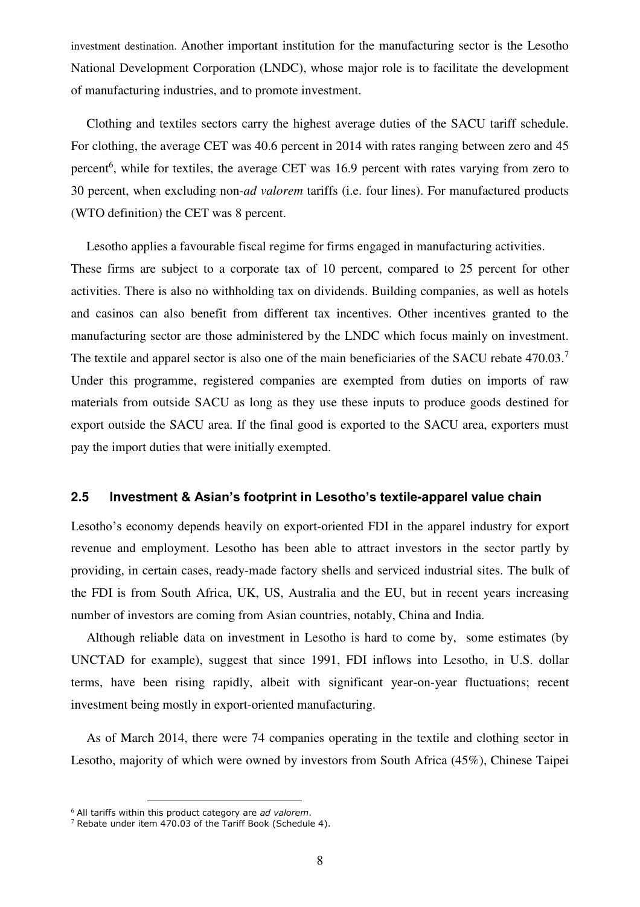investment destination. Another important institution for the manufacturing sector is the Lesotho National Development Corporation (LNDC), whose major role is to facilitate the development of manufacturing industries, and to promote investment.

Clothing and textiles sectors carry the highest average duties of the SACU tariff schedule. For clothing, the average CET was 40.6 percent in 2014 with rates ranging between zero and 45 percent[6], while for textiles, the average CET was 16.9 percent with rates varying from zero to 30 percent, when excluding non-*ad valorem* tariffs (i.e. four lines). For manufactured products (WTO definition) the CET was 8 percent.

Lesotho applies a favourable fiscal regime for firms engaged in manufacturing activities. These firms are subject to a corporate tax of 10 percent, compared to 25 percent for other activities. There is also no withholding tax on dividends. Building companies, as well as hotels and casinos can also benefit from different tax incentives. Other incentives granted to the manufacturing sector are those administered by the LNDC which focus mainly on investment. The textile and apparel sector is also one of the main beneficiaries of the SACU rebate 470.03.[7] Under this programme, registered companies are exempted from duties on imports of raw materials from outside SACU as long as they use these inputs to produce goods destined for export outside the SACU area. If the final good is exported to the SACU area, exporters must pay the import duties that were initially exempted.

### 2.5 Investment & Asian's footprint in Lesotho's textile-apparel value chain

Lesotho's economy depends heavily on export-oriented FDI in the apparel industry for export revenue and employment. Lesotho has been able to attract investors in the sector partly by providing, in certain cases, ready-made factory shells and serviced industrial sites. The bulk of the FDI is from South Africa, UK, US, Australia and the EU, but in recent years increasing number of investors are coming from Asian countries, notably, China and India.

Although reliable data on investment in Lesotho is hard to come by, some estimates (by UNCTAD for example), suggest that since 1991, FDI inflows into Lesotho, in U.S. dollar terms, have been rising rapidly, albeit with significant year-on-year fluctuations; recent investment being mostly in export-oriented manufacturing.

As of March 2014, there were 74 companies operating in the textile and clothing sector in Lesotho, majority of which were owned by investors from South Africa (45%), Chinese Taipei

---

[6] All tariffs within this product category are *ad valorem*.

[7] Rebate under item 470.03 of the Tariff Book (Schedule 4).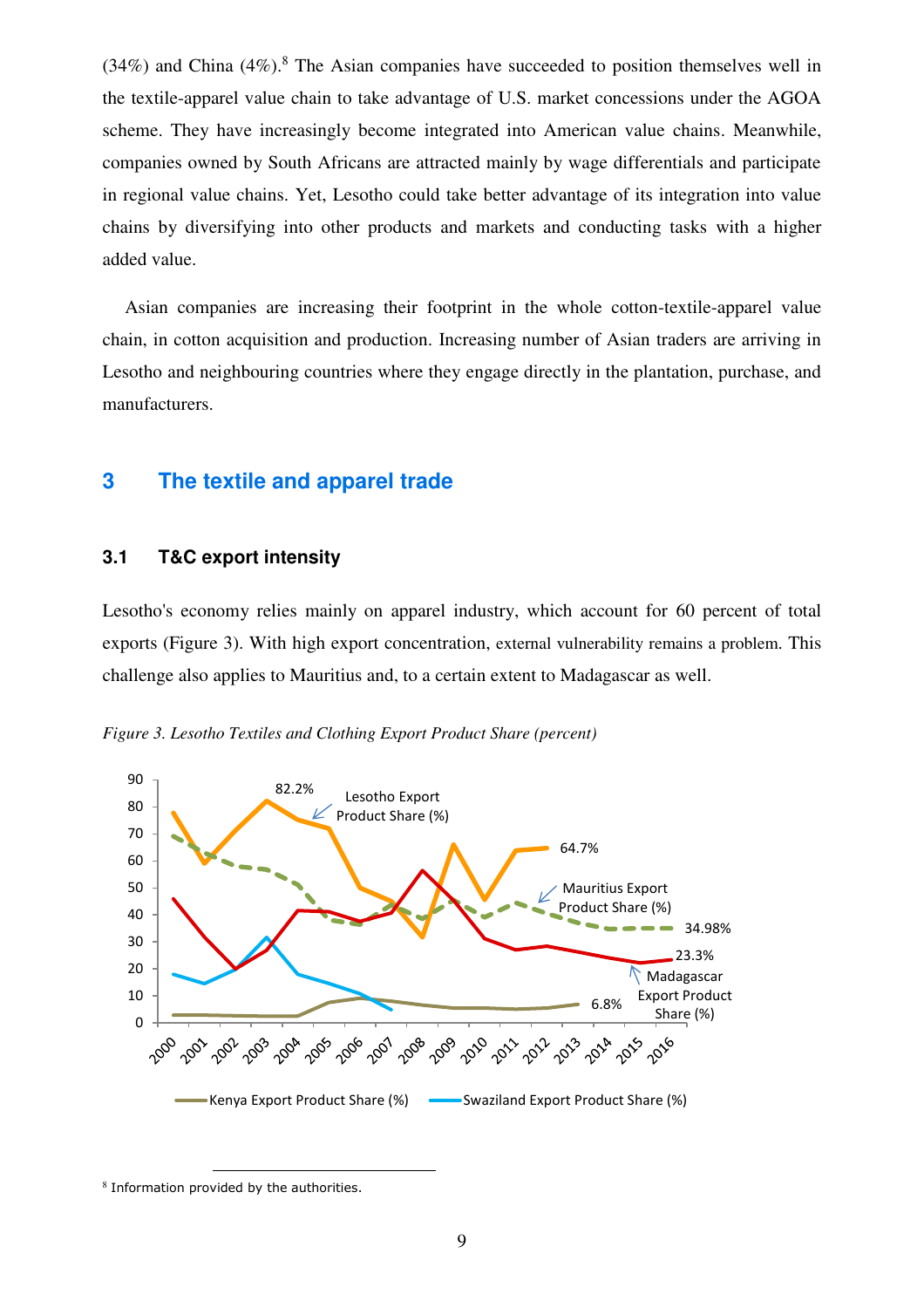(34%) and China (4%).[8] The Asian companies have succeeded to position themselves well in the textile-apparel value chain to take advantage of U.S. market concessions under the AGOA scheme. They have increasingly become integrated into American value chains. Meanwhile, companies owned by South Africans are attracted mainly by wage differentials and participate in regional value chains. Yet, Lesotho could take better advantage of its integration into value chains by diversifying into other products and markets and conducting tasks with a higher added value.

Asian companies are increasing their footprint in the whole cotton-textile-apparel value chain, in cotton acquisition and production. Increasing number of Asian traders are arriving in Lesotho and neighbouring countries where they engage directly in the plantation, purchase, and manufacturers.

# 3 The textile and apparel trade

## 3.1 T&C export intensity

Lesotho's economy relies mainly on apparel industry, which account for 60 percent of total exports (Figure 3). With high export concentration, external vulnerability remains a problem. This challenge also applies to Mauritius and, to a certain extent to Madagascar as well.

*Figure 3. Lesotho Textiles and Clothing Export Product Share (percent)*

[8] Information provided by the authorities.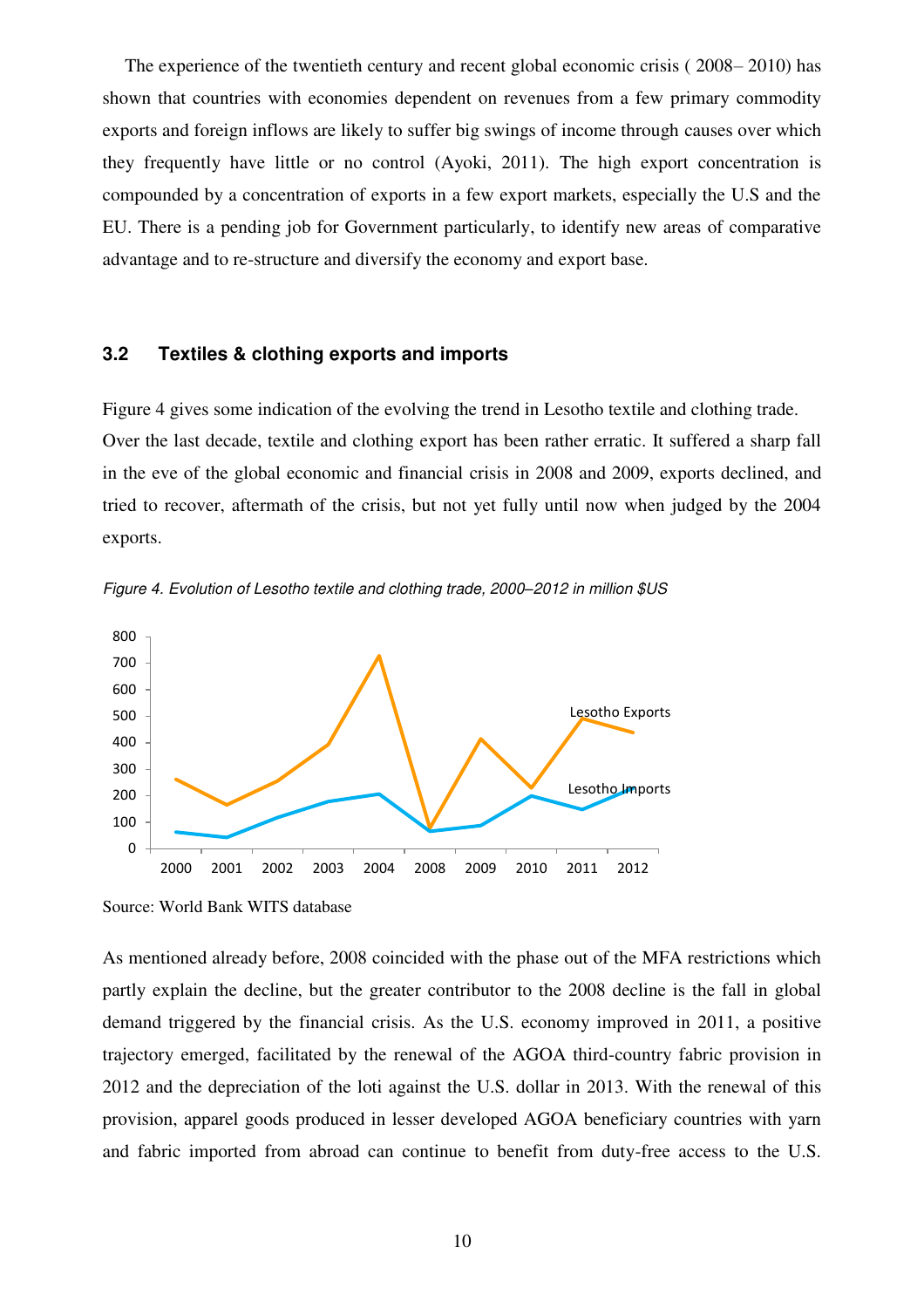The experience of the twentieth century and recent global economic crisis ( 2008– 2010) has shown that countries with economies dependent on revenues from a few primary commodity exports and foreign inflows are likely to suffer big swings of income through causes over which they frequently have little or no control (Ayoki, 2011). The high export concentration is compounded by a concentration of exports in a few export markets, especially the U.S and the EU. There is a pending job for Government particularly, to identify new areas of comparative advantage and to re-structure and diversify the economy and export base.

### 3.2 Textiles & clothing exports and imports

Figure 4 gives some indication of the evolving the trend in Lesotho textile and clothing trade. Over the last decade, textile and clothing export has been rather erratic. It suffered a sharp fall in the eve of the global economic and financial crisis in 2008 and 2009, exports declined, and tried to recover, aftermath of the crisis, but not yet fully until now when judged by the 2004 exports.

*Figure 4. Evolution of Lesotho textile and clothing trade, 2000–2012 in million $US*

Source: World Bank WITS database

As mentioned already before, 2008 coincided with the phase out of the MFA restrictions which partly explain the decline, but the greater contributor to the 2008 decline is the fall in global demand triggered by the financial crisis. As the U.S. economy improved in 2011, a positive trajectory emerged, facilitated by the renewal of the AGOA third-country fabric provision in 2012 and the depreciation of the loti against the U.S. dollar in 2013. With the renewal of this provision, apparel goods produced in lesser developed AGOA beneficiary countries with yarn and fabric imported from abroad can continue to benefit from duty-free access to the U.S.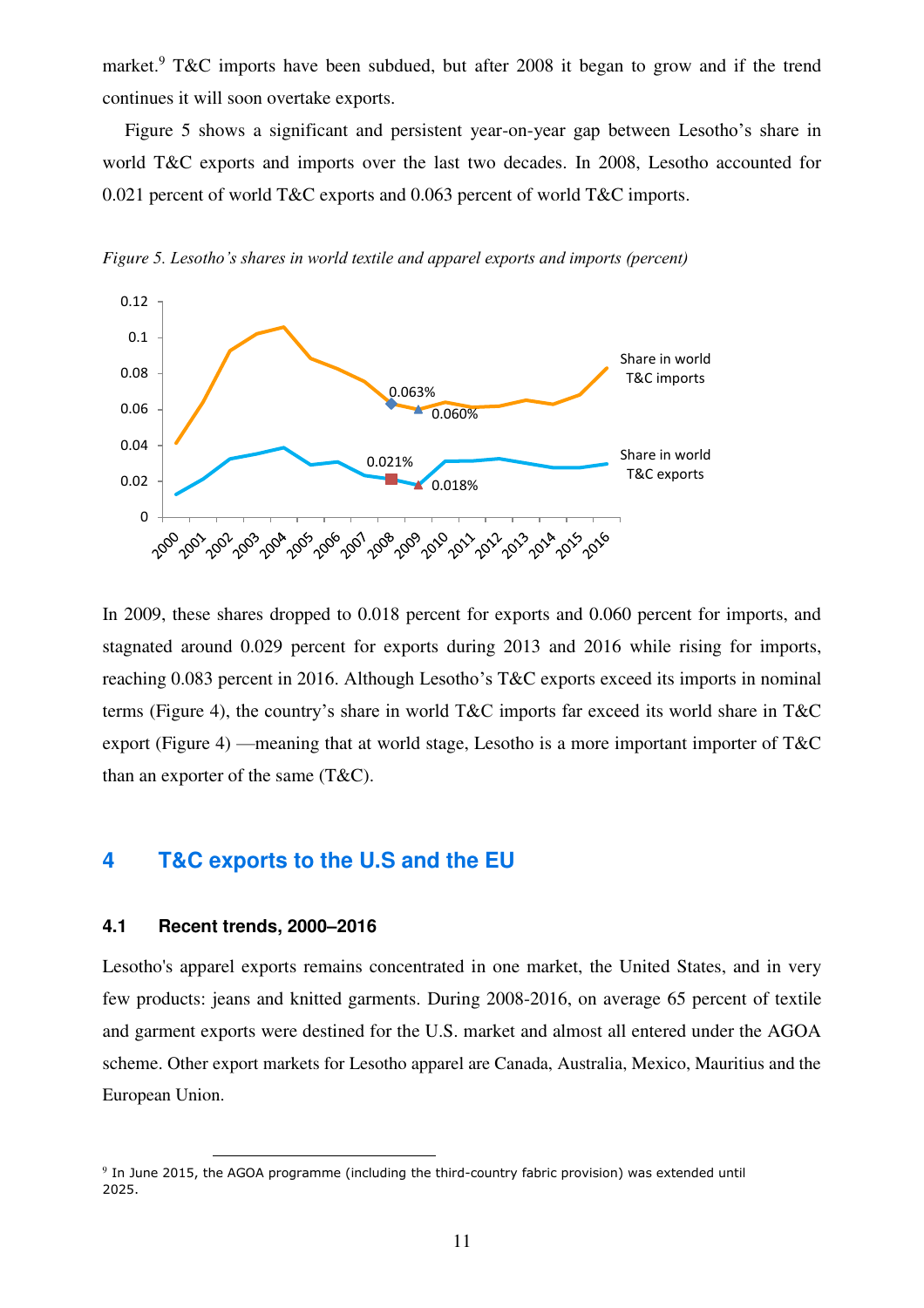market.[9] T&C imports have been subdued, but after 2008 it began to grow and if the trend continues it will soon overtake exports.

Figure 5 shows a significant and persistent year-on-year gap between Lesotho's share in world T&C exports and imports over the last two decades. In 2008, Lesotho accounted for 0.021 percent of world T&C exports and 0.063 percent of world T&C imports.

*Figure 5. Lesotho's shares in world textile and apparel exports and imports (percent)*

In 2009, these shares dropped to 0.018 percent for exports and 0.060 percent for imports, and stagnated around 0.029 percent for exports during 2013 and 2016 while rising for imports, reaching 0.083 percent in 2016. Although Lesotho's T&C exports exceed its imports in nominal terms (Figure 4), the country's share in world T&C imports far exceed its world share in T&C export (Figure 4) —meaning that at world stage, Lesotho is a more important importer of T&C than an exporter of the same (T&C).

# 4 T&C exports to the U.S and the EU

## 4.1 Recent trends, 2000–2016

Lesotho's apparel exports remains concentrated in one market, the United States, and in very few products: jeans and knitted garments. During 2008-2016, on average 65 percent of textile and garment exports were destined for the U.S. market and almost all entered under the AGOA scheme. Other export markets for Lesotho apparel are Canada, Australia, Mexico, Mauritius and the European Union.

[9] In June 2015, the AGOA programme (including the third-country fabric provision) was extended until 2025.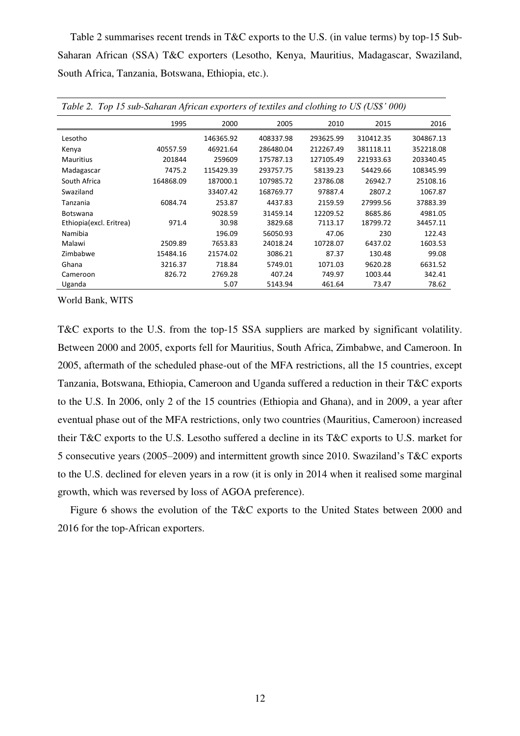Table 2 summarises recent trends in T&C exports to the U.S. (in value terms) by top-15 Sub-Saharan African (SSA) T&C exporters (Lesotho, Kenya, Mauritius, Madagascar, Swaziland, South Africa, Tanzania, Botswana, Ethiopia, etc.).

*Table 2. Top 15 sub-Saharan African exporters of textiles and clothing to US (US$' 000)*

| | 1995 | 2000 | 2005 | 2010 | 2015 | 2016 |
|---|---|---|---|---|---|---|
| Lesotho | | 146365.92 | 408337.98 | 293625.99 | 310412.35 | 304867.13 |
| Kenya | 40557.59 | 46921.64 | 286480.04 | 212267.49 | 381118.11 | 352218.08 |
| Mauritius | 201844 | 259609 | 175787.13 | 127105.49 | 221933.63 | 203340.45 |
| Madagascar | 7475.2 | 115429.39 | 293757.75 | 58139.23 | 54429.66 | 108345.99 |
| South Africa | 164868.09 | 187000.1 | 107985.72 | 23786.08 | 26942.7 | 25108.16 |
| Swaziland | | 33407.42 | 168769.77 | 97887.4 | 2807.2 | 1067.87 |
| Tanzania | 6084.74 | 253.87 | 4437.83 | 2159.59 | 27999.56 | 37883.39 |
| Botswana | | 9028.59 | 31459.14 | 12209.52 | 8685.86 | 4981.05 |
| Ethiopia(excl. Eritrea) | 971.4 | 30.98 | 3829.68 | 7113.17 | 18799.72 | 34457.11 |
| Namibia | | 196.09 | 56050.93 | 47.06 | 230 | 122.43 |
| Malawi | 2509.89 | 7653.83 | 24018.24 | 10728.07 | 6437.02 | 1603.53 |
| Zimbabwe | 15484.16 | 21574.02 | 3086.21 | 87.37 | 130.48 | 99.08 |
| Ghana | 3216.37 | 718.84 | 5749.01 | 1071.03 | 9620.28 | 6631.52 |
| Cameroon | 826.72 | 2769.28 | 407.24 | 749.97 | 1003.44 | 342.41 |
| Uganda | | 5.07 | 5143.94 | 461.64 | 73.47 | 78.62 |

World Bank, WITS

T&C exports to the U.S. from the top-15 SSA suppliers are marked by significant volatility. Between 2000 and 2005, exports fell for Mauritius, South Africa, Zimbabwe, and Cameroon. In 2005, aftermath of the scheduled phase-out of the MFA restrictions, all the 15 countries, except Tanzania, Botswana, Ethiopia, Cameroon and Uganda suffered a reduction in their T&C exports to the U.S. In 2006, only 2 of the 15 countries (Ethiopia and Ghana), and in 2009, a year after eventual phase out of the MFA restrictions, only two countries (Mauritius, Cameroon) increased their T&C exports to the U.S. Lesotho suffered a decline in its T&C exports to U.S. market for 5 consecutive years (2005–2009) and intermittent growth since 2010. Swaziland's T&C exports to the U.S. declined for eleven years in a row (it is only in 2014 when it realised some marginal growth, which was reversed by loss of AGOA preference).

Figure 6 shows the evolution of the T&C exports to the United States between 2000 and 2016 for the top-African exporters.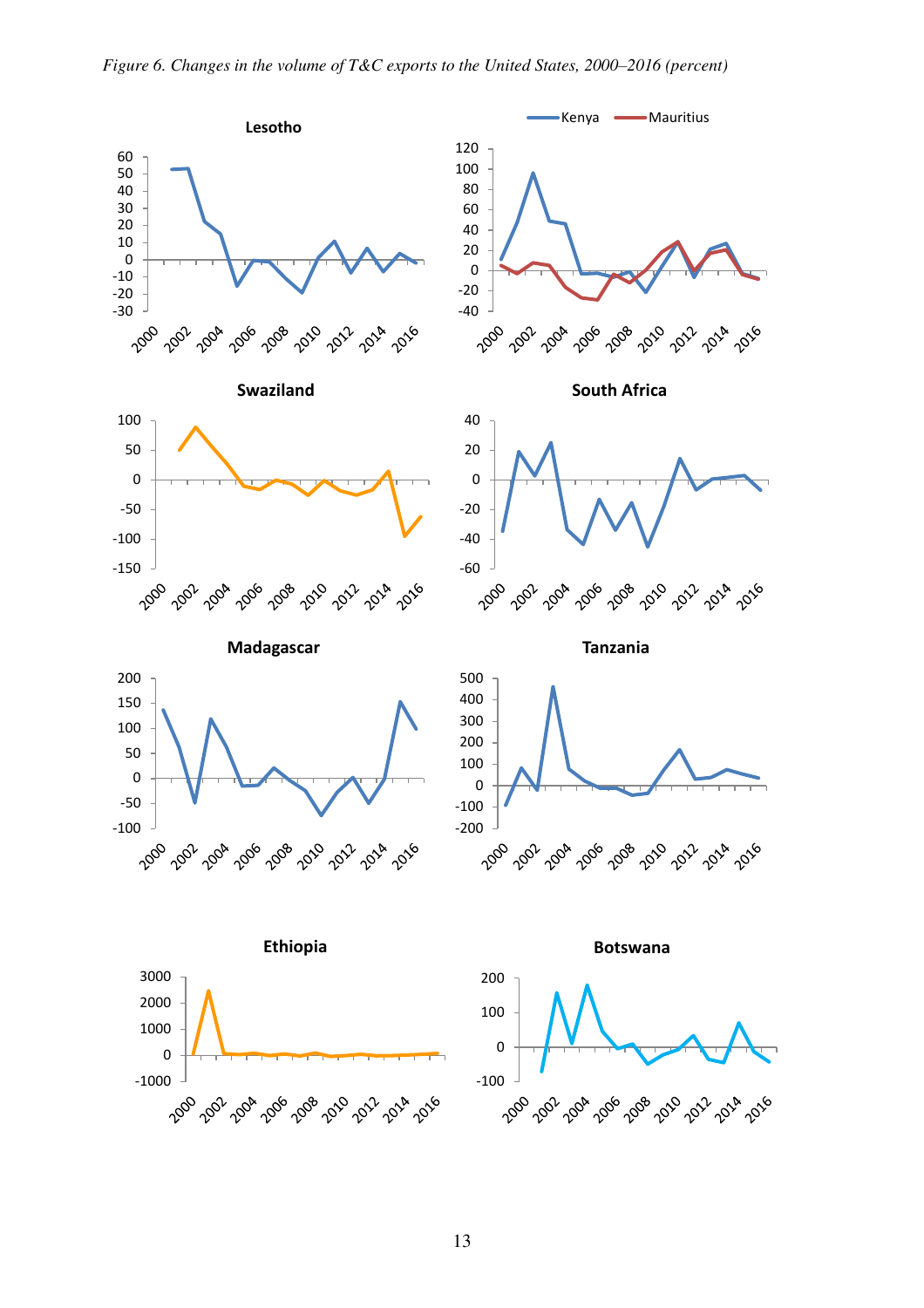*Figure 6. Changes in the volume of T&C exports to the United States, 2000–2016 (percent)*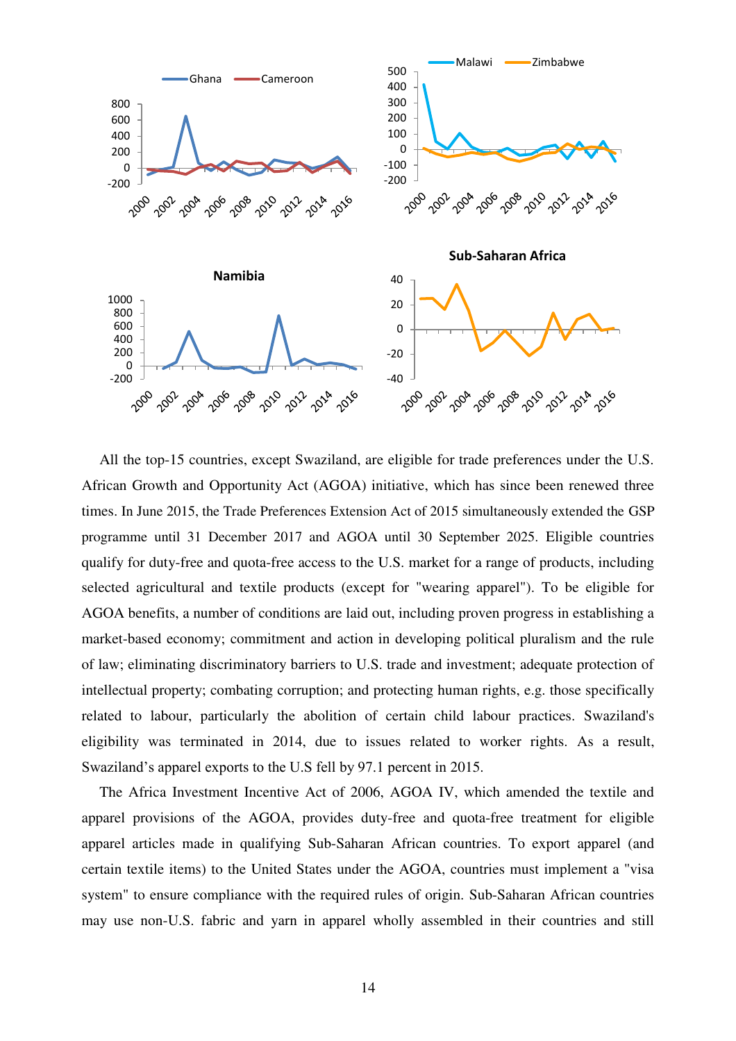All the top-15 countries, except Swaziland, are eligible for trade preferences under the U.S. African Growth and Opportunity Act (AGOA) initiative, which has since been renewed three times. In June 2015, the Trade Preferences Extension Act of 2015 simultaneously extended the GSP programme until 31 December 2017 and AGOA until 30 September 2025. Eligible countries qualify for duty-free and quota-free access to the U.S. market for a range of products, including selected agricultural and textile products (except for "wearing apparel"). To be eligible for AGOA benefits, a number of conditions are laid out, including proven progress in establishing a market-based economy; commitment and action in developing political pluralism and the rule of law; eliminating discriminatory barriers to U.S. trade and investment; adequate protection of intellectual property; combating corruption; and protecting human rights, e.g. those specifically related to labour, particularly the abolition of certain child labour practices. Swaziland's eligibility was terminated in 2014, due to issues related to worker rights. As a result, Swaziland's apparel exports to the U.S fell by 97.1 percent in 2015.

The Africa Investment Incentive Act of 2006, AGOA IV, which amended the textile and apparel provisions of the AGOA, provides duty-free and quota-free treatment for eligible apparel articles made in qualifying Sub-Saharan African countries. To export apparel (and certain textile items) to the United States under the AGOA, countries must implement a "visa system" to ensure compliance with the required rules of origin. Sub-Saharan African countries may use non-U.S. fabric and yarn in apparel wholly assembled in their countries and still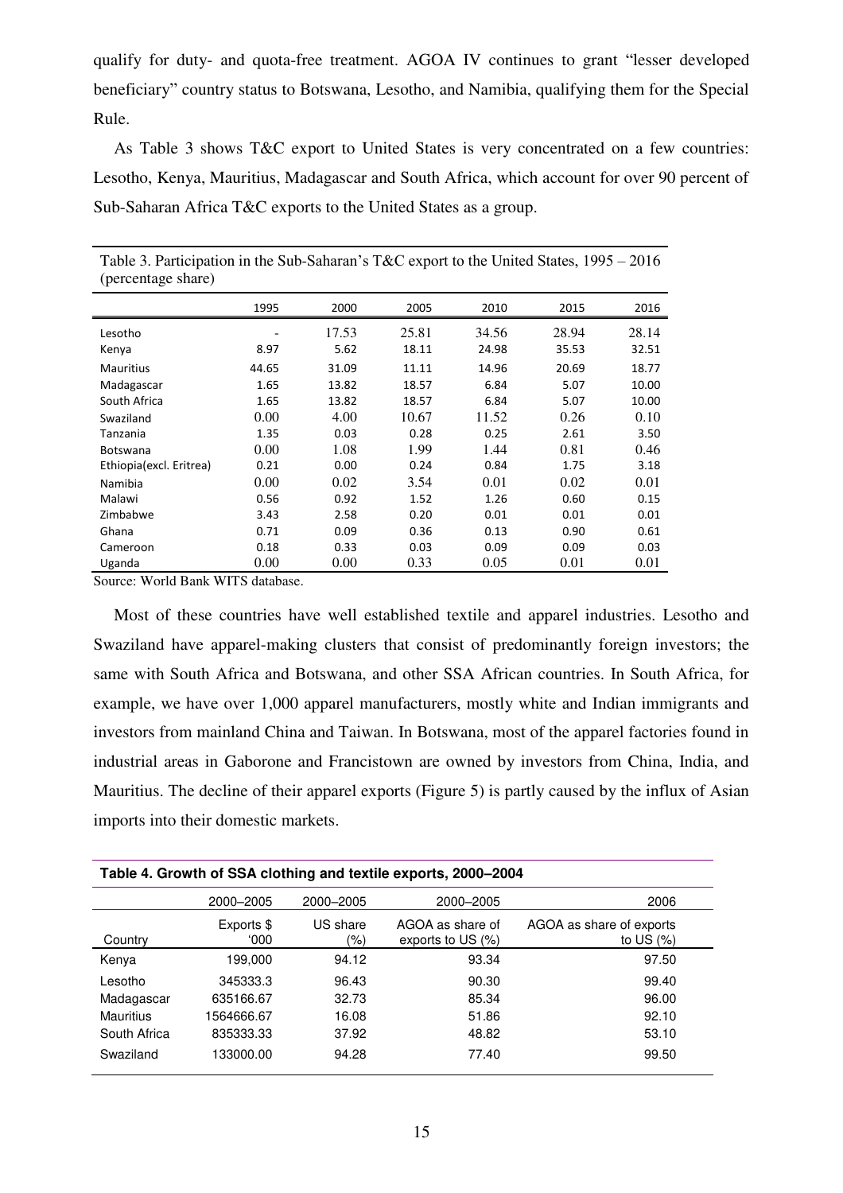qualify for duty- and quota-free treatment. AGOA IV continues to grant "lesser developed beneficiary" country status to Botswana, Lesotho, and Namibia, qualifying them for the Special Rule.

As Table 3 shows T&C export to United States is very concentrated on a few countries: Lesotho, Kenya, Mauritius, Madagascar and South Africa, which account for over 90 percent of Sub-Saharan Africa T&C exports to the United States as a group.

Table 3. Participation in the Sub-Saharan's T&C export to the United States, 1995 – 2016 (percentage share)

| | 1995 | 2000 | 2005 | 2010 | 2015 | 2016 |
|---|---|---|---|---|---|---|
| Lesotho | - | 17.53 | 25.81 | 34.56 | 28.94 | 28.14 |
| Kenya | 8.97 | 5.62 | 18.11 | 24.98 | 35.53 | 32.51 |
| Mauritius | 44.65 | 31.09 | 11.11 | 14.96 | 20.69 | 18.77 |
| Madagascar | 1.65 | 13.82 | 18.57 | 6.84 | 5.07 | 10.00 |
| South Africa | 1.65 | 13.82 | 18.57 | 6.84 | 5.07 | 10.00 |
| Swaziland | 0.00 | 4.00 | 10.67 | 11.52 | 0.26 | 0.10 |
| Tanzania | 1.35 | 0.03 | 0.28 | 0.25 | 2.61 | 3.50 |
| Botswana | 0.00 | 1.08 | 1.99 | 1.44 | 0.81 | 0.46 |
| Ethiopia(excl. Eritrea) | 0.21 | 0.00 | 0.24 | 0.84 | 1.75 | 3.18 |
| Namibia | 0.00 | 0.02 | 3.54 | 0.01 | 0.02 | 0.01 |
| Malawi | 0.56 | 0.92 | 1.52 | 1.26 | 0.60 | 0.15 |
| Zimbabwe | 3.43 | 2.58 | 0.20 | 0.01 | 0.01 | 0.01 |
| Ghana | 0.71 | 0.09 | 0.36 | 0.13 | 0.90 | 0.61 |
| Cameroon | 0.18 | 0.33 | 0.03 | 0.09 | 0.09 | 0.03 |
| Uganda | 0.00 | 0.00 | 0.33 | 0.05 | 0.01 | 0.01 |

Source: World Bank WITS database.

Most of these countries have well established textile and apparel industries. Lesotho and Swaziland have apparel-making clusters that consist of predominantly foreign investors; the same with South Africa and Botswana, and other SSA African countries. In South Africa, for example, we have over 1,000 apparel manufacturers, mostly white and Indian immigrants and investors from mainland China and Taiwan. In Botswana, most of the apparel factories found in industrial areas in Gaborone and Francistown are owned by investors from China, India, and Mauritius. The decline of their apparel exports (Figure 5) is partly caused by the influx of Asian imports into their domestic markets.

**Table 4. Growth of SSA clothing and textile exports, 2000–2004**

| | 2000–2005 | 2000–2005 | 2000–2005 | 2006 |
|---|---|---|---|---|
| Country | Exports $ '000 | US share (%) | AGOA as share of exports to US (%) | AGOA as share of exports to US (%) |
| Kenya | 199,000 | 94.12 | 93.34 | 97.50 |
| Lesotho | 345333.3 | 96.43 | 90.30 | 99.40 |
| Madagascar | 635166.67 | 32.73 | 85.34 | 96.00 |
| Mauritius | 1564666.67 | 16.08 | 51.86 | 92.10 |
| South Africa | 835333.33 | 37.92 | 48.82 | 53.10 |
| Swaziland | 133000.00 | 94.28 | 77.40 | 99.50 |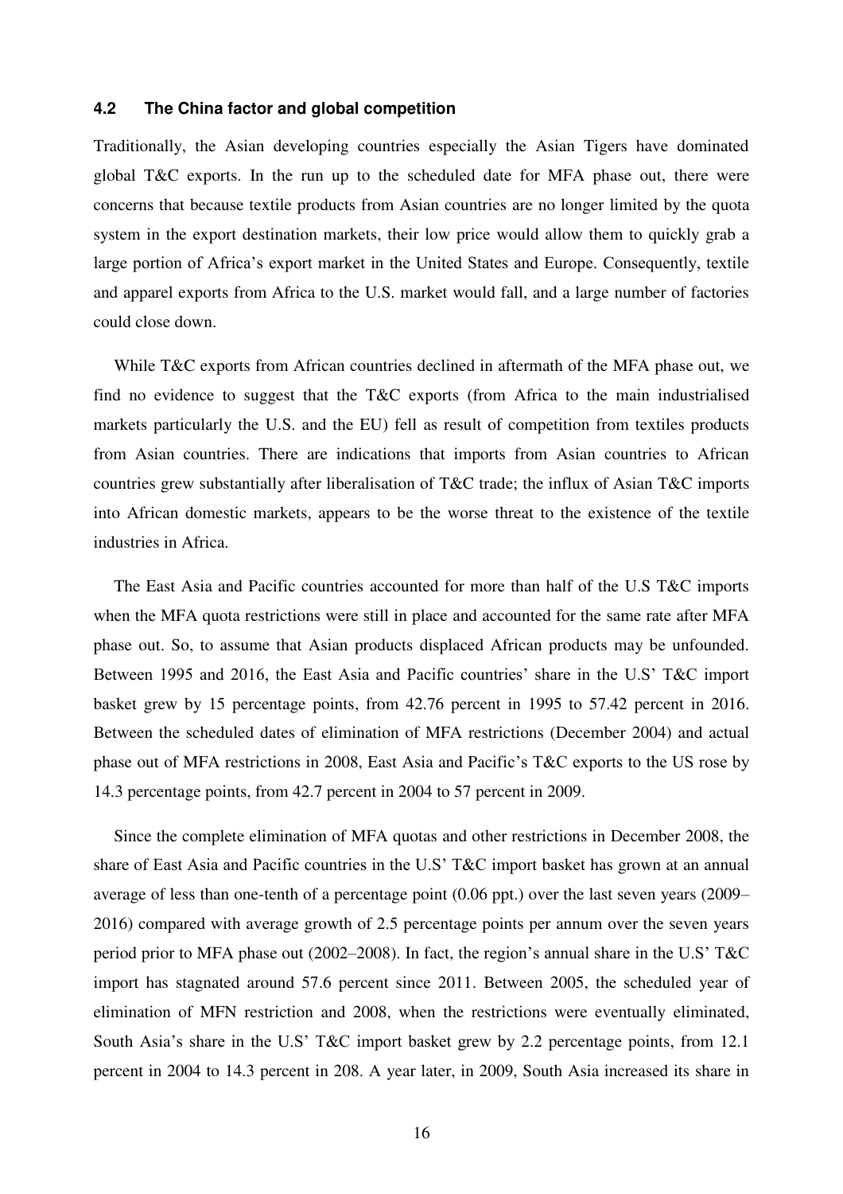### 4.2 The China factor and global competition

Traditionally, the Asian developing countries especially the Asian Tigers have dominated global T&C exports. In the run up to the scheduled date for MFA phase out, there were concerns that because textile products from Asian countries are no longer limited by the quota system in the export destination markets, their low price would allow them to quickly grab a large portion of Africa's export market in the United States and Europe. Consequently, textile and apparel exports from Africa to the U.S. market would fall, and a large number of factories could close down.

While T&C exports from African countries declined in aftermath of the MFA phase out, we find no evidence to suggest that the T&C exports (from Africa to the main industrialised markets particularly the U.S. and the EU) fell as result of competition from textiles products from Asian countries. There are indications that imports from Asian countries to African countries grew substantially after liberalisation of T&C trade; the influx of Asian T&C imports into African domestic markets, appears to be the worse threat to the existence of the textile industries in Africa.

The East Asia and Pacific countries accounted for more than half of the U.S T&C imports when the MFA quota restrictions were still in place and accounted for the same rate after MFA phase out. So, to assume that Asian products displaced African products may be unfounded. Between 1995 and 2016, the East Asia and Pacific countries' share in the U.S' T&C import basket grew by 15 percentage points, from 42.76 percent in 1995 to 57.42 percent in 2016. Between the scheduled dates of elimination of MFA restrictions (December 2004) and actual phase out of MFA restrictions in 2008, East Asia and Pacific's T&C exports to the US rose by 14.3 percentage points, from 42.7 percent in 2004 to 57 percent in 2009.

Since the complete elimination of MFA quotas and other restrictions in December 2008, the share of East Asia and Pacific countries in the U.S' T&C import basket has grown at an annual average of less than one-tenth of a percentage point (0.06 ppt.) over the last seven years (2009–2016) compared with average growth of 2.5 percentage points per annum over the seven years period prior to MFA phase out (2002–2008). In fact, the region's annual share in the U.S' T&C import has stagnated around 57.6 percent since 2011. Between 2005, the scheduled year of elimination of MFN restriction and 2008, when the restrictions were eventually eliminated, South Asia's share in the U.S' T&C import basket grew by 2.2 percentage points, from 12.1 percent in 2004 to 14.3 percent in 208. A year later, in 2009, South Asia increased its share in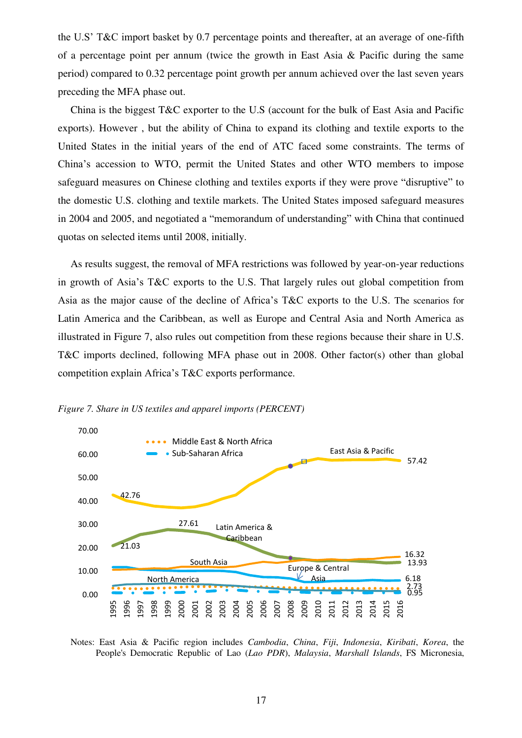the U.S' T&C import basket by 0.7 percentage points and thereafter, at an average of one-fifth of a percentage point per annum (twice the growth in East Asia & Pacific during the same period) compared to 0.32 percentage point growth per annum achieved over the last seven years preceding the MFA phase out.

China is the biggest T&C exporter to the U.S (account for the bulk of East Asia and Pacific exports). However , but the ability of China to expand its clothing and textile exports to the United States in the initial years of the end of ATC faced some constraints. The terms of China's accession to WTO, permit the United States and other WTO members to impose safeguard measures on Chinese clothing and textiles exports if they were prove "disruptive" to the domestic U.S. clothing and textile markets. The United States imposed safeguard measures in 2004 and 2005, and negotiated a "memorandum of understanding" with China that continued quotas on selected items until 2008, initially.

As results suggest, the removal of MFA restrictions was followed by year-on-year reductions in growth of Asia's T&C exports to the U.S. That largely rules out global competition from Asia as the major cause of the decline of Africa's T&C exports to the U.S. The scenarios for Latin America and the Caribbean, as well as Europe and Central Asia and North America as illustrated in Figure 7, also rules out competition from these regions because their share in U.S. T&C imports declined, following MFA phase out in 2008. Other factor(s) other than global competition explain Africa's T&C exports performance.

*Figure 7. Share in US textiles and apparel imports (PERCENT)*

Notes: East Asia & Pacific region includes *Cambodia*, *China*, *Fiji*, *Indonesia*, *Kiribati*, *Korea*, the People's Democratic Republic of Lao (*Lao PDR*), *Malaysia*, *Marshall Islands*, FS Micronesia,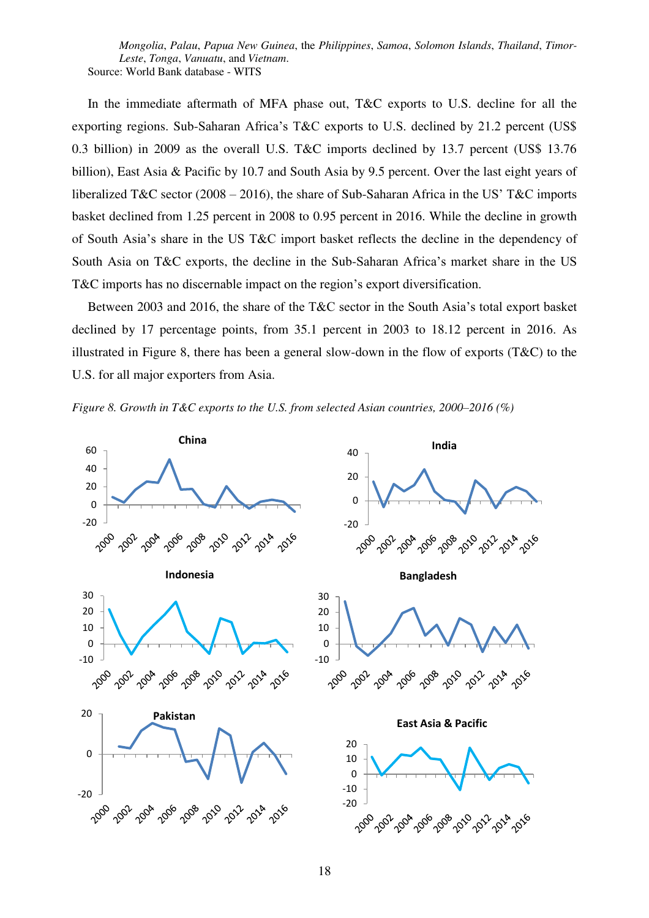*Mongolia*, *Palau*, *Papua New Guinea*, the *Philippines*, *Samoa*, *Solomon Islands*, *Thailand*, *Timor-Leste*, *Tonga*, *Vanuatu*, and *Vietnam*.
Source: World Bank database - WITS

In the immediate aftermath of MFA phase out, T&C exports to U.S. decline for all the exporting regions. Sub-Saharan Africa's T&C exports to U.S. declined by 21.2 percent (US$ 0.3 billion) in 2009 as the overall U.S. T&C imports declined by 13.7 percent (US$ 13.76 billion), East Asia & Pacific by 10.7 and South Asia by 9.5 percent. Over the last eight years of liberalized T&C sector (2008 – 2016), the share of Sub-Saharan Africa in the US' T&C imports basket declined from 1.25 percent in 2008 to 0.95 percent in 2016. While the decline in growth of South Asia's share in the US T&C import basket reflects the decline in the dependency of South Asia on T&C exports, the decline in the Sub-Saharan Africa's market share in the US T&C imports has no discernable impact on the region's export diversification.

Between 2003 and 2016, the share of the T&C sector in the South Asia's total export basket declined by 17 percentage points, from 35.1 percent in 2003 to 18.12 percent in 2016. As illustrated in Figure 8, there has been a general slow-down in the flow of exports (T&C) to the U.S. for all major exporters from Asia.

*Figure 8. Growth in T&C exports to the U.S. from selected Asian countries, 2000–2016 (%)*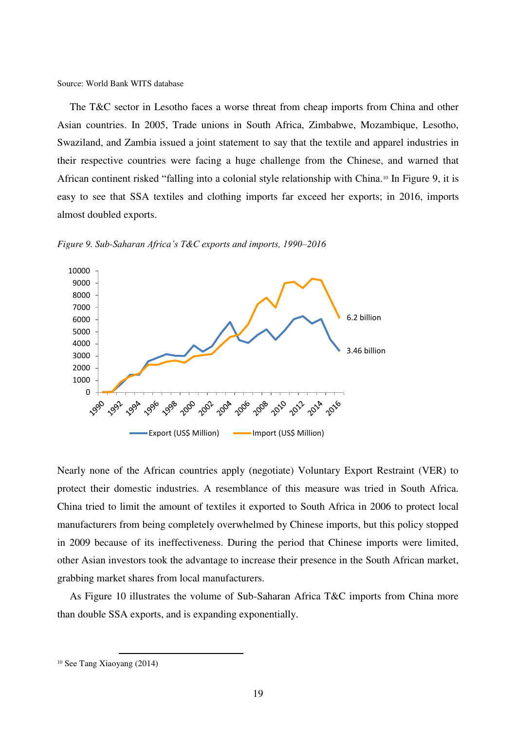Source: World Bank WITS database

The T&C sector in Lesotho faces a worse threat from cheap imports from China and other Asian countries. In 2005, Trade unions in South Africa, Zimbabwe, Mozambique, Lesotho, Swaziland, and Zambia issued a joint statement to say that the textile and apparel industries in their respective countries were facing a huge challenge from the Chinese, and warned that African continent risked "falling into a colonial style relationship with China.[10] In Figure 9, it is easy to see that SSA textiles and clothing imports far exceed her exports; in 2016, imports almost doubled exports.

*Figure 9. Sub-Saharan Africa's T&C exports and imports, 1990–2016*

Nearly none of the African countries apply (negotiate) Voluntary Export Restraint (VER) to protect their domestic industries. A resemblance of this measure was tried in South Africa. China tried to limit the amount of textiles it exported to South Africa in 2006 to protect local manufacturers from being completely overwhelmed by Chinese imports, but this policy stopped in 2009 because of its ineffectiveness. During the period that Chinese imports were limited, other Asian investors took the advantage to increase their presence in the South African market, grabbing market shares from local manufacturers.

As Figure 10 illustrates the volume of Sub-Saharan Africa T&C imports from China more than double SSA exports, and is expanding exponentially.

[10] See Tang Xiaoyang (2014)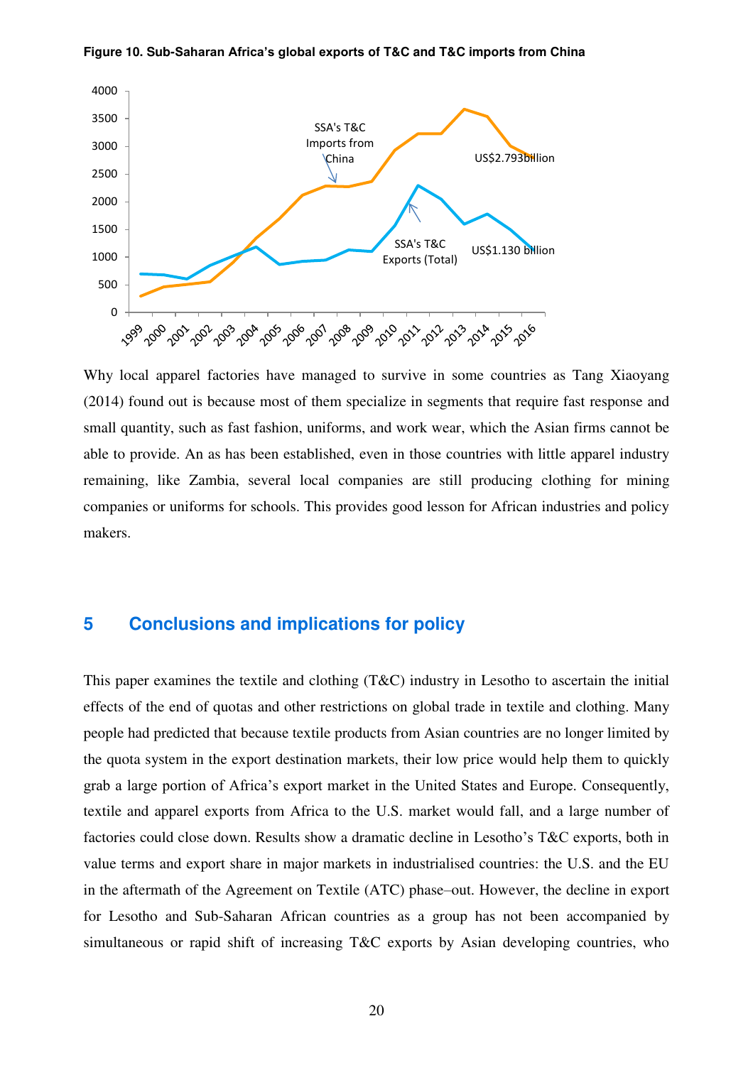**Figure 10. Sub-Saharan Africa's global exports of T&C and T&C imports from China**

Why local apparel factories have managed to survive in some countries as Tang Xiaoyang (2014) found out is because most of them specialize in segments that require fast response and small quantity, such as fast fashion, uniforms, and work wear, which the Asian firms cannot be able to provide. An as has been established, even in those countries with little apparel industry remaining, like Zambia, several local companies are still producing clothing for mining companies or uniforms for schools. This provides good lesson for African industries and policy makers.

## 5 Conclusions and implications for policy

This paper examines the textile and clothing (T&C) industry in Lesotho to ascertain the initial effects of the end of quotas and other restrictions on global trade in textile and clothing. Many people had predicted that because textile products from Asian countries are no longer limited by the quota system in the export destination markets, their low price would help them to quickly grab a large portion of Africa's export market in the United States and Europe. Consequently, textile and apparel exports from Africa to the U.S. market would fall, and a large number of factories could close down. Results show a dramatic decline in Lesotho's T&C exports, both in value terms and export share in major markets in industrialised countries: the U.S. and the EU in the aftermath of the Agreement on Textile (ATC) phase–out. However, the decline in export for Lesotho and Sub-Saharan African countries as a group has not been accompanied by simultaneous or rapid shift of increasing T&C exports by Asian developing countries, who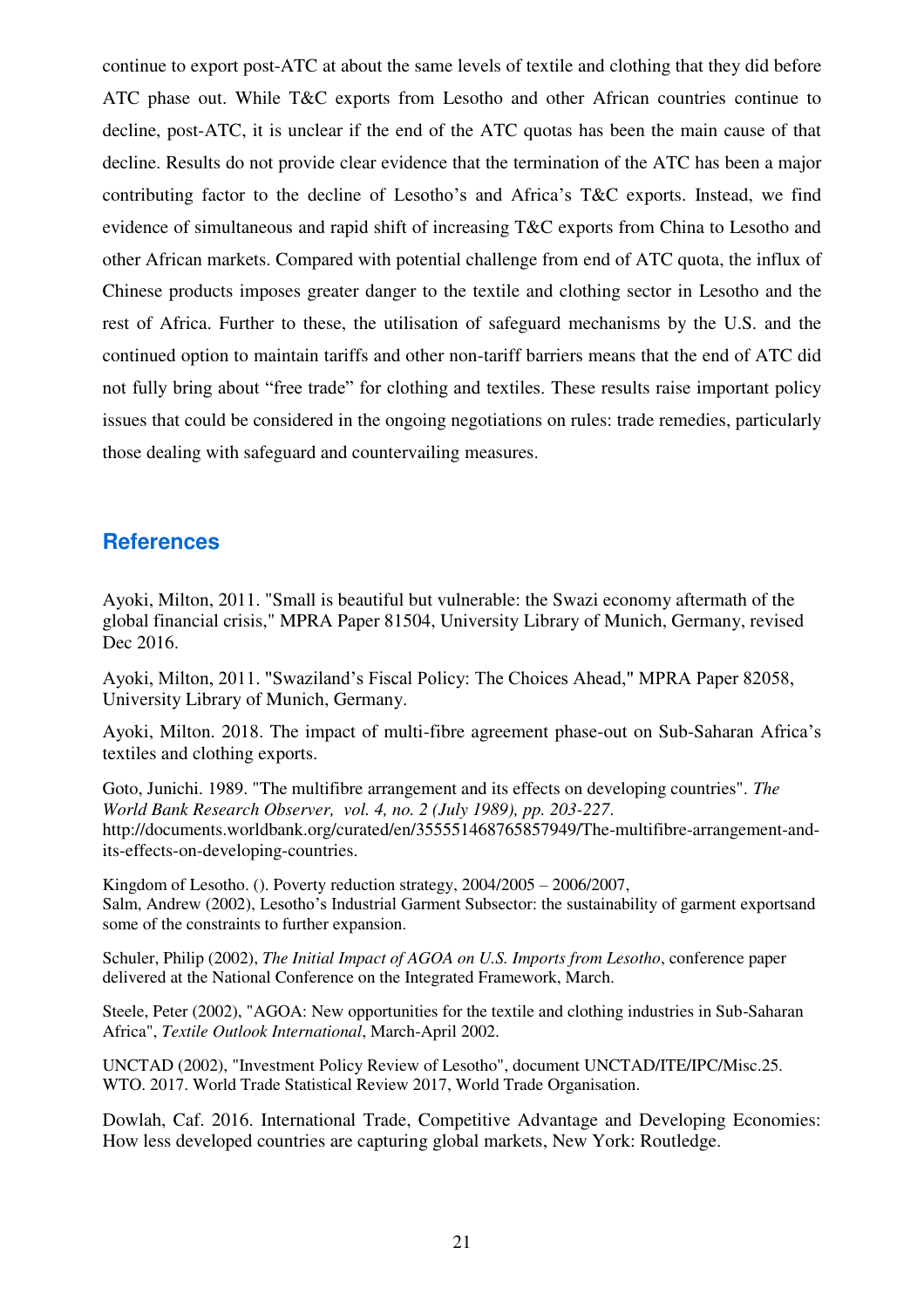continue to export post-ATC at about the same levels of textile and clothing that they did before ATC phase out. While T&C exports from Lesotho and other African countries continue to decline, post-ATC, it is unclear if the end of the ATC quotas has been the main cause of that decline. Results do not provide clear evidence that the termination of the ATC has been a major contributing factor to the decline of Lesotho's and Africa's T&C exports. Instead, we find evidence of simultaneous and rapid shift of increasing T&C exports from China to Lesotho and other African markets. Compared with potential challenge from end of ATC quota, the influx of Chinese products imposes greater danger to the textile and clothing sector in Lesotho and the rest of Africa. Further to these, the utilisation of safeguard mechanisms by the U.S. and the continued option to maintain tariffs and other non-tariff barriers means that the end of ATC did not fully bring about "free trade" for clothing and textiles. These results raise important policy issues that could be considered in the ongoing negotiations on rules: trade remedies, particularly those dealing with safeguard and countervailing measures.

## References

Ayoki, Milton, 2011. "Small is beautiful but vulnerable: the Swazi economy aftermath of the global financial crisis," MPRA Paper 81504, University Library of Munich, Germany, revised Dec 2016.

Ayoki, Milton, 2011. "Swaziland's Fiscal Policy: The Choices Ahead," MPRA Paper 82058, University Library of Munich, Germany.

Ayoki, Milton. 2018. The impact of multi-fibre agreement phase-out on Sub-Saharan Africa's textiles and clothing exports.

Goto, Junichi. 1989. "The multifibre arrangement and its effects on developing countries". *The World Bank Research Observer, vol. 4, no. 2 (July 1989), pp. 203-227.* http://documents.worldbank.org/curated/en/355551468765857949/The-multifibre-arrangement-and-its-effects-on-developing-countries.

Kingdom of Lesotho. (). Poverty reduction strategy, 2004/2005 – 2006/2007,
Salm, Andrew (2002), Lesotho's Industrial Garment Subsector: the sustainability of garment exportsand some of the constraints to further expansion.

Schuler, Philip (2002), *The Initial Impact of AGOA on U.S. Imports from Lesotho*, conference paper delivered at the National Conference on the Integrated Framework, March.

Steele, Peter (2002), "AGOA: New opportunities for the textile and clothing industries in Sub-Saharan Africa", *Textile Outlook International*, March-April 2002.

UNCTAD (2002), "Investment Policy Review of Lesotho", document UNCTAD/ITE/IPC/Misc.25.
WTO. 2017. World Trade Statistical Review 2017, World Trade Organisation.

Dowlah, Caf. 2016. International Trade, Competitive Advantage and Developing Economies: How less developed countries are capturing global markets, New York: Routledge.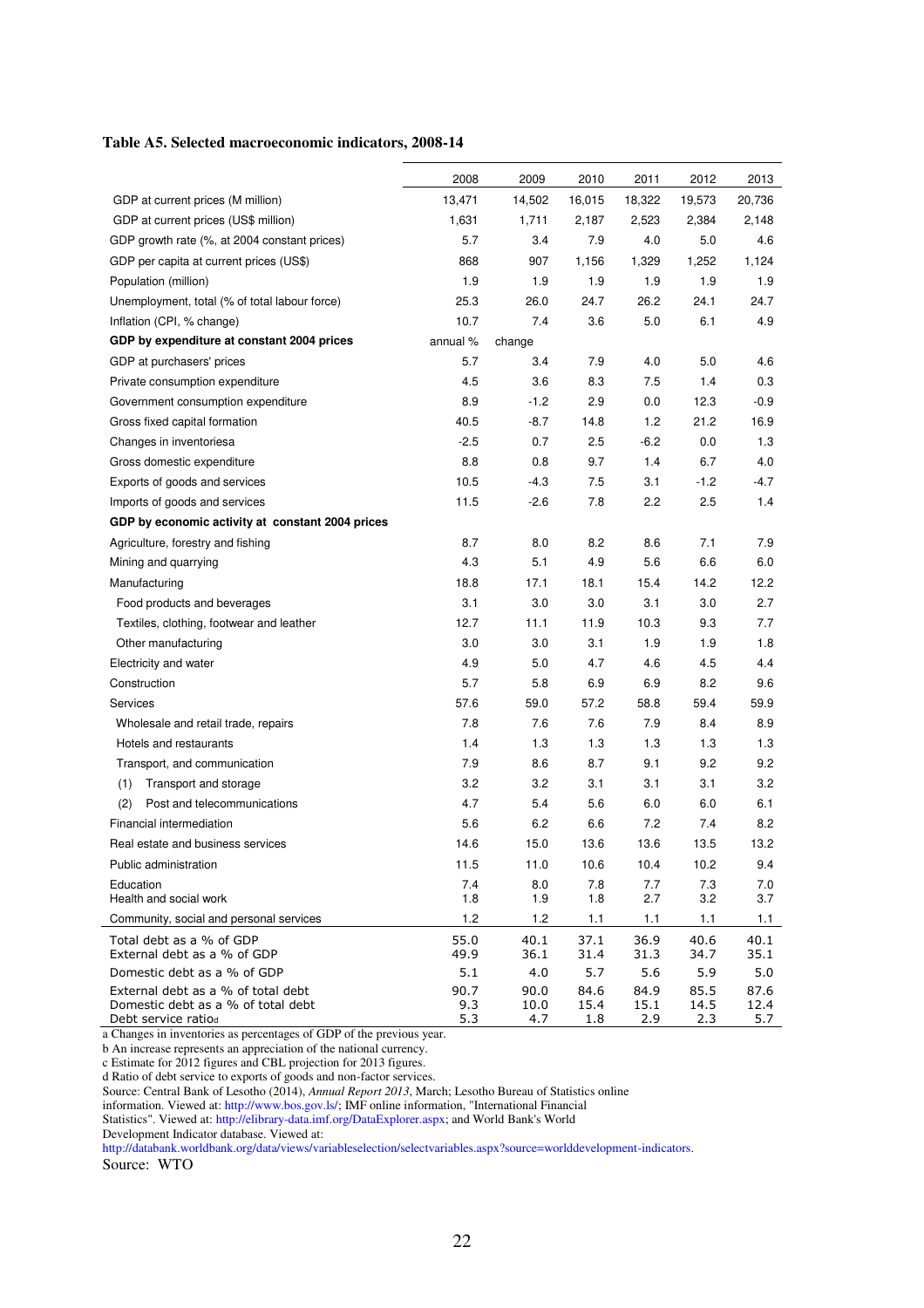**Table A5. Selected macroeconomic indicators, 2008-14**

| | 2008 | 2009 | 2010 | 2011 | 2012 | 2013 |
|---|---|---|---|---|---|---|
| GDP at current prices (M million) | 13,471 | 14,502 | 16,015 | 18,322 | 19,573 | 20,736 |
| GDP at current prices (US$ million) | 1,631 | 1,711 | 2,187 | 2,523 | 2,384 | 2,148 |
| GDP growth rate (%, at 2004 constant prices) | 5.7 | 3.4 | 7.9 | 4.0 | 5.0 | 4.6 |
| GDP per capita at current prices (US$) | 868 | 907 | 1,156 | 1,329 | 1,252 | 1,124 |
| Population (million) | 1.9 | 1.9 | 1.9 | 1.9 | 1.9 | 1.9 |
| Unemployment, total (% of total labour force) | 25.3 | 26.0 | 24.7 | 26.2 | 24.1 | 24.7 |
| Inflation (CPI, % change) | 10.7 | 7.4 | 3.6 | 5.0 | 6.1 | 4.9 |
| **GDP by expenditure at constant 2004 prices** | annual % | change | | | | |
| GDP at purchasers' prices | 5.7 | 3.4 | 7.9 | 4.0 | 5.0 | 4.6 |
| Private consumption expenditure | 4.5 | 3.6 | 8.3 | 7.5 | 1.4 | 0.3 |
| Government consumption expenditure | 8.9 | -1.2 | 2.9 | 0.0 | 12.3 | -0.9 |
| Gross fixed capital formation | 40.5 | -8.7 | 14.8 | 1.2 | 21.2 | 16.9 |
| Changes in inventoriesa | -2.5 | 0.7 | 2.5 | -6.2 | 0.0 | 1.3 |
| Gross domestic expenditure | 8.8 | 0.8 | 9.7 | 1.4 | 6.7 | 4.0 |
| Exports of goods and services | 10.5 | -4.3 | 7.5 | 3.1 | -1.2 | -4.7 |
| Imports of goods and services | 11.5 | -2.6 | 7.8 | 2.2 | 2.5 | 1.4 |
| **GDP by economic activity at constant 2004 prices** | | | | | | |
| Agriculture, forestry and fishing | 8.7 | 8.0 | 8.2 | 8.6 | 7.1 | 7.9 |
| Mining and quarrying | 4.3 | 5.1 | 4.9 | 5.6 | 6.6 | 6.0 |
| Manufacturing | 18.8 | 17.1 | 18.1 | 15.4 | 14.2 | 12.2 |
| Food products and beverages | 3.1 | 3.0 | 3.0 | 3.1 | 3.0 | 2.7 |
| Textiles, clothing, footwear and leather | 12.7 | 11.1 | 11.9 | 10.3 | 9.3 | 7.7 |
| Other manufacturing | 3.0 | 3.0 | 3.1 | 1.9 | 1.9 | 1.8 |
| Electricity and water | 4.9 | 5.0 | 4.7 | 4.6 | 4.5 | 4.4 |
| Construction | 5.7 | 5.8 | 6.9 | 6.9 | 8.2 | 9.6 |
| Services | 57.6 | 59.0 | 57.2 | 58.8 | 59.4 | 59.9 |
| Wholesale and retail trade, repairs | 7.8 | 7.6 | 7.6 | 7.9 | 8.4 | 8.9 |
| Hotels and restaurants | 1.4 | 1.3 | 1.3 | 1.3 | 1.3 | 1.3 |
| Transport, and communication | 7.9 | 8.6 | 8.7 | 9.1 | 9.2 | 9.2 |
| (1) Transport and storage | 3.2 | 3.2 | 3.1 | 3.1 | 3.1 | 3.2 |
| (2) Post and telecommunications | 4.7 | 5.4 | 5.6 | 6.0 | 6.0 | 6.1 |
| Financial intermediation | 5.6 | 6.2 | 6.6 | 7.2 | 7.4 | 8.2 |
| Real estate and business services | 14.6 | 15.0 | 13.6 | 13.6 | 13.5 | 13.2 |
| Public administration | 11.5 | 11.0 | 10.6 | 10.4 | 10.2 | 9.4 |
| Education | 7.4 | 8.0 | 7.8 | 7.7 | 7.3 | 7.0 |
| Health and social work | 1.8 | 1.9 | 1.8 | 2.7 | 3.2 | 3.7 |
| Community, social and personal services | 1.2 | 1.2 | 1.1 | 1.1 | 1.1 | 1.1 |
| Total debt as a % of GDP | 55.0 | 40.1 | 37.1 | 36.9 | 40.6 | 40.1 |
| External debt as a % of GDP | 49.9 | 36.1 | 31.4 | 31.3 | 34.7 | 35.1 |
| Domestic debt as a % of GDP | 5.1 | 4.0 | 5.7 | 5.6 | 5.9 | 5.0 |
| External debt as a % of total debt | 90.7 | 90.0 | 84.6 | 84.9 | 85.5 | 87.6 |
| Domestic debt as a % of total debt | 9.3 | 10.0 | 15.4 | 15.1 | 14.5 | 12.4 |
| Debt service ratiod | 5.3 | 4.7 | 1.8 | 2.9 | 2.3 | 5.7 |

a Changes in inventories as percentages of GDP of the previous year.
b An increase represents an appreciation of the national currency.
c Estimate for 2012 figures and CBL projection for 2013 figures.
d Ratio of debt service to exports of goods and non-factor services.
Source: Central Bank of Lesotho (2014), *Annual Report 2013*, March; Lesotho Bureau of Statistics online information. Viewed at: http://www.bos.gov.ls/; IMF online information, "International Financial Statistics". Viewed at: http://elibrary-data.imf.org/DataExplorer.aspx; and World Bank's World Development Indicator database. Viewed at:
http://databank.worldbank.org/data/views/variableselection/selectvariables.aspx?source=worlddevelopment-indicators.
Source: WTO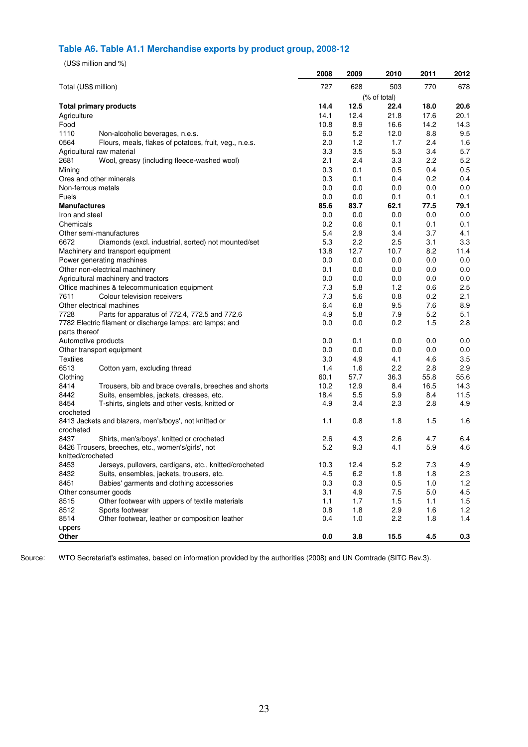## Table A6. Table A1.1 Merchandise exports by product group, 2008-12

(US$ million and %)

| | 2008 | 2009 | 2010 | 2011 | 2012 |
|---|---|---|---|---|---|
| Total (US$ million) | 727 | 628 | 503 | 770 | 678 |
| | | | (% of total) | | |
| **Total primary products** | **14.4** | **12.5** | **22.4** | **18.0** | **20.6** |
| Agriculture | 14.1 | 12.4 | 21.8 | 17.6 | 20.1 |
| Food | 10.8 | 8.9 | 16.6 | 14.2 | 14.3 |
| 1110 Non-alcoholic beverages, n.e.s. | 6.0 | 5.2 | 12.0 | 8.8 | 9.5 |
| 0564 Flours, meals, flakes of potatoes, fruit, veg., n.e.s. | 2.0 | 1.2 | 1.7 | 2.4 | 1.6 |
| Agricultural raw material | 3.3 | 3.5 | 5.3 | 3.4 | 5.7 |
| 2681 Wool, greasy (including fleece-washed wool) | 2.1 | 2.4 | 3.3 | 2.2 | 5.2 |
| Mining | 0.3 | 0.1 | 0.5 | 0.4 | 0.5 |
| Ores and other minerals | 0.3 | 0.1 | 0.4 | 0.2 | 0.4 |
| Non-ferrous metals | 0.0 | 0.0 | 0.0 | 0.0 | 0.0 |
| Fuels | 0.0 | 0.0 | 0.1 | 0.1 | 0.1 |
| **Manufactures** | **85.6** | **83.7** | **62.1** | **77.5** | **79.1** |
| Iron and steel | 0.0 | 0.0 | 0.0 | 0.0 | 0.0 |
| Chemicals | 0.2 | 0.6 | 0.1 | 0.1 | 0.1 |
| Other semi-manufactures | 5.4 | 2.9 | 3.4 | 3.7 | 4.1 |
| 6672 Diamonds (excl. industrial, sorted) not mounted/set | 5.3 | 2.2 | 2.5 | 3.1 | 3.3 |
| Machinery and transport equipment | 13.8 | 12.7 | 10.7 | 8.2 | 11.4 |
| Power generating machines | 0.0 | 0.0 | 0.0 | 0.0 | 0.0 |
| Other non-electrical machinery | 0.1 | 0.0 | 0.0 | 0.0 | 0.0 |
| Agricultural machinery and tractors | 0.0 | 0.0 | 0.0 | 0.0 | 0.0 |
| Office machines & telecommunication equipment | 7.3 | 5.8 | 1.2 | 0.6 | 2.5 |
| 7611 Colour television receivers | 7.3 | 5.6 | 0.8 | 0.2 | 2.1 |
| Other electrical machines | 6.4 | 6.8 | 9.5 | 7.6 | 8.9 |
| 7728 Parts for apparatus of 772.4, 772.5 and 772.6 | 4.9 | 5.8 | 7.9 | 5.2 | 5.1 |
| 7782 Electric filament or discharge lamps; arc lamps; and parts thereof | 0.0 | 0.0 | 0.2 | 1.5 | 2.8 |
| Automotive products | 0.0 | 0.1 | 0.0 | 0.0 | 0.0 |
| Other transport equipment | 0.0 | 0.0 | 0.0 | 0.0 | 0.0 |
| Textiles | 3.0 | 4.9 | 4.1 | 4.6 | 3.5 |
| 6513 Cotton yarn, excluding thread | 1.4 | 1.6 | 2.2 | 2.8 | 2.9 |
| Clothing | 60.1 | 57.7 | 36.3 | 55.8 | 55.6 |
| 8414 Trousers, bib and brace overalls, breeches and shorts | 10.2 | 12.9 | 8.4 | 16.5 | 14.3 |
| 8442 Suits, ensembles, jackets, dresses, etc. | 18.4 | 5.5 | 5.9 | 8.4 | 11.5 |
| 8454 T-shirts, singlets and other vests, knitted or crocheted | 4.9 | 3.4 | 2.3 | 2.8 | 4.9 |
| 8413 Jackets and blazers, men's/boys', not knitted or crocheted | 1.1 | 0.8 | 1.8 | 1.5 | 1.6 |
| 8437 Shirts, men's/boys', knitted or crocheted | 2.6 | 4.3 | 2.6 | 4.7 | 6.4 |
| 8426 Trousers, breeches, etc., women's/girls', not knitted/crocheted | 5.2 | 9.3 | 4.1 | 5.9 | 4.6 |
| 8453 Jerseys, pullovers, cardigans, etc., knitted/crocheted | 10.3 | 12.4 | 5.2 | 7.3 | 4.9 |
| 8432 Suits, ensembles, jackets, trousers, etc. | 4.5 | 6.2 | 1.8 | 1.8 | 2.3 |
| 8451 Babies' garments and clothing accessories | 0.3 | 0.3 | 0.5 | 1.0 | 1.2 |
| Other consumer goods | 3.1 | 4.9 | 7.5 | 5.0 | 4.5 |
| 8515 Other footwear with uppers of textile materials | 1.1 | 1.7 | 1.5 | 1.1 | 1.5 |
| 8512 Sports footwear | 0.8 | 1.8 | 2.9 | 1.6 | 1.2 |
| 8514 Other footwear, leather or composition leather uppers | 0.4 | 1.0 | 2.2 | 1.8 | 1.4 |
| **Other** | **0.0** | **3.8** | **15.5** | **4.5** | **0.3** |

Source: WTO Secretariat's estimates, based on information provided by the authorities (2008) and UN Comtrade (SITC Rev.3).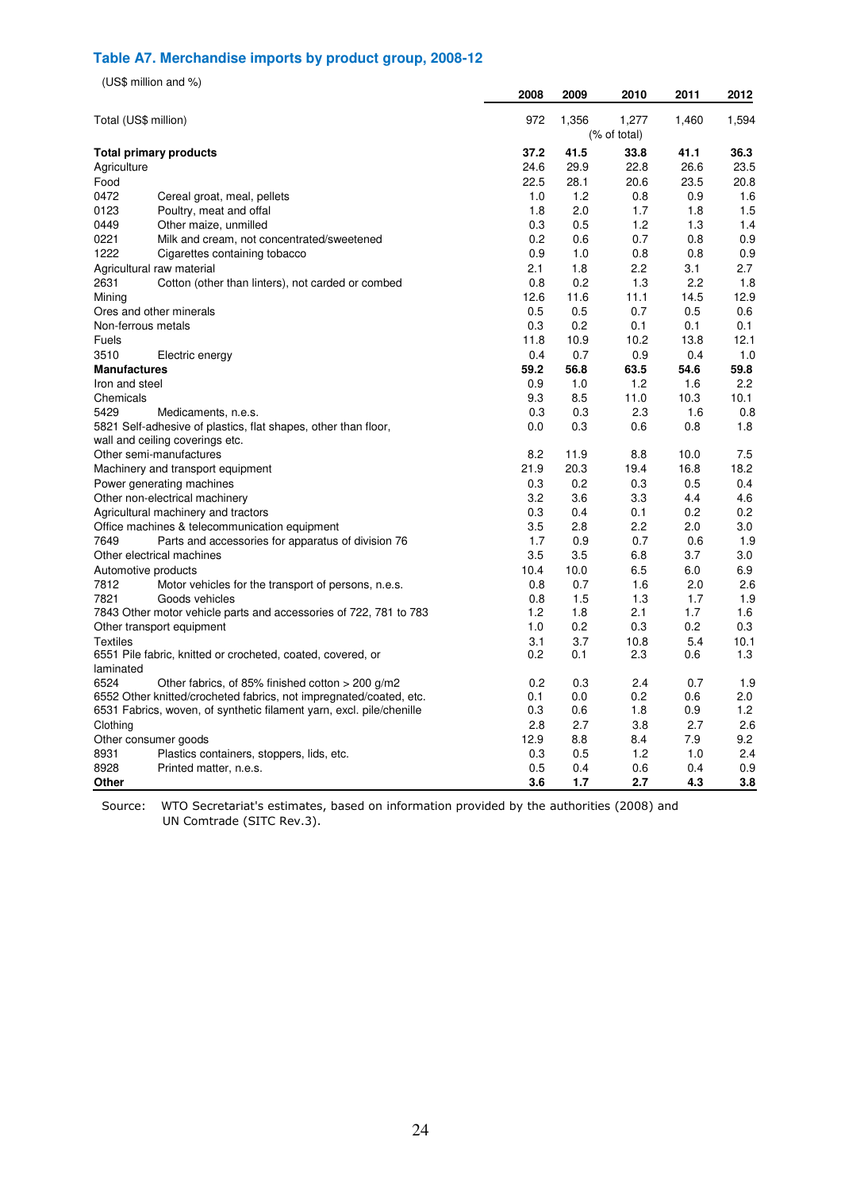## Table A7. Merchandise imports by product group, 2008-12

(US$ million and %)

| | 2008 | 2009 | 2010 | 2011 | 2012 |
|---|---|---|---|---|---|
| Total (US$ million) | 972 | 1,356 | 1,277 | 1,460 | 1,594 |
| | | | (% of total) | | |
| **Total primary products** | **37.2** | **41.5** | **33.8** | **41.1** | **36.3** |
| Agriculture | 24.6 | 29.9 | 22.8 | 26.6 | 23.5 |
| Food | 22.5 | 28.1 | 20.6 | 23.5 | 20.8 |
| 0472 Cereal groat, meal, pellets | 1.0 | 1.2 | 0.8 | 0.9 | 1.6 |
| 0123 Poultry, meat and offal | 1.8 | 2.0 | 1.7 | 1.8 | 1.5 |
| 0449 Other maize, unmilled | 0.3 | 0.5 | 1.2 | 1.3 | 1.4 |
| 0221 Milk and cream, not concentrated/sweetened | 0.2 | 0.6 | 0.7 | 0.8 | 0.9 |
| 1222 Cigarettes containing tobacco | 0.9 | 1.0 | 0.8 | 0.8 | 0.9 |
| Agricultural raw material | 2.1 | 1.8 | 2.2 | 3.1 | 2.7 |
| 2631 Cotton (other than linters), not carded or combed | 0.8 | 0.2 | 1.3 | 2.2 | 1.8 |
| Mining | 12.6 | 11.6 | 11.1 | 14.5 | 12.9 |
| Ores and other minerals | 0.5 | 0.5 | 0.7 | 0.5 | 0.6 |
| Non-ferrous metals | 0.3 | 0.2 | 0.1 | 0.1 | 0.1 |
| Fuels | 11.8 | 10.9 | 10.2 | 13.8 | 12.1 |
| 3510 Electric energy | 0.4 | 0.7 | 0.9 | 0.4 | 1.0 |
| **Manufactures** | **59.2** | **56.8** | **63.5** | **54.6** | **59.8** |
| Iron and steel | 0.9 | 1.0 | 1.2 | 1.6 | 2.2 |
| Chemicals | 9.3 | 8.5 | 11.0 | 10.3 | 10.1 |
| 5429 Medicaments, n.e.s. | 0.3 | 0.3 | 2.3 | 1.6 | 0.8 |
| 5821 Self-adhesive of plastics, flat shapes, other than floor, wall and ceiling coverings etc. | 0.0 | 0.3 | 0.6 | 0.8 | 1.8 |
| Other semi-manufactures | 8.2 | 11.9 | 8.8 | 10.0 | 7.5 |
| Machinery and transport equipment | 21.9 | 20.3 | 19.4 | 16.8 | 18.2 |
| Power generating machines | 0.3 | 0.2 | 0.3 | 0.5 | 0.4 |
| Other non-electrical machinery | 3.2 | 3.6 | 3.3 | 4.4 | 4.6 |
| Agricultural machinery and tractors | 0.3 | 0.4 | 0.1 | 0.2 | 0.2 |
| Office machines & telecommunication equipment | 3.5 | 2.8 | 2.2 | 2.0 | 3.0 |
| 7649 Parts and accessories for apparatus of division 76 | 1.7 | 0.9 | 0.7 | 0.6 | 1.9 |
| Other electrical machines | 3.5 | 3.5 | 6.8 | 3.7 | 3.0 |
| Automotive products | 10.4 | 10.0 | 6.5 | 6.0 | 6.9 |
| 7812 Motor vehicles for the transport of persons, n.e.s. | 0.8 | 0.7 | 1.6 | 2.0 | 2.6 |
| 7821 Goods vehicles | 0.8 | 1.5 | 1.3 | 1.7 | 1.9 |
| 7843 Other motor vehicle parts and accessories of 722, 781 to 783 | 1.2 | 1.8 | 2.1 | 1.7 | 1.6 |
| Other transport equipment | 1.0 | 0.2 | 0.3 | 0.2 | 0.3 |
| Textiles | 3.1 | 3.7 | 10.8 | 5.4 | 10.1 |
| 6551 Pile fabric, knitted or crocheted, coated, covered, or laminated | 0.2 | 0.1 | 2.3 | 0.6 | 1.3 |
| 6524 Other fabrics, of 85% finished cotton > 200 g/m2 | 0.2 | 0.3 | 2.4 | 0.7 | 1.9 |
| 6552 Other knitted/crocheted fabrics, not impregnated/coated, etc. | 0.1 | 0.0 | 0.2 | 0.6 | 2.0 |
| 6531 Fabrics, woven, of synthetic filament yarn, excl. pile/chenille | 0.3 | 0.6 | 1.8 | 0.9 | 1.2 |
| Clothing | 2.8 | 2.7 | 3.8 | 2.7 | 2.6 |
| Other consumer goods | 12.9 | 8.8 | 8.4 | 7.9 | 9.2 |
| 8931 Plastics containers, stoppers, lids, etc. | 0.3 | 0.5 | 1.2 | 1.0 | 2.4 |
| 8928 Printed matter, n.e.s. | 0.5 | 0.4 | 0.6 | 0.4 | 0.9 |
| **Other** | **3.6** | **1.7** | **2.7** | **4.3** | **3.8** |

Source: WTO Secretariat's estimates, based on information provided by the authorities (2008) and UN Comtrade (SITC Rev.3).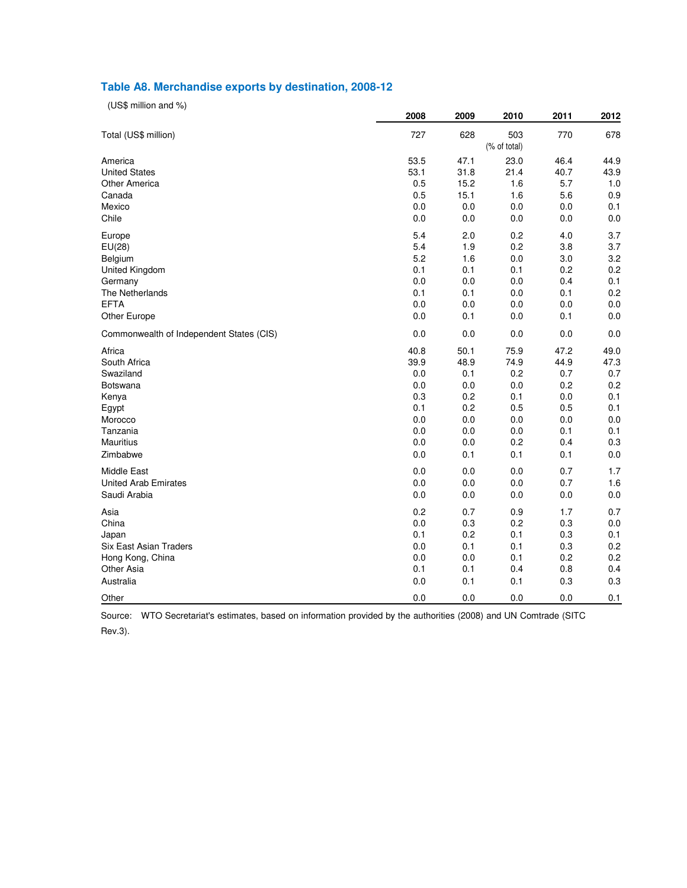## Table A8. Merchandise exports by destination, 2008-12

(US$ million and %)

| | 2008 | 2009 | 2010 | 2011 | 2012 |
|---|---|---|---|---|---|
| Total (US$ million) | 727 | 628 | 503 | 770 | 678 |
| | | | (% of total) | | |
| America | 53.5 | 47.1 | 23.0 | 46.4 | 44.9 |
| United States | 53.1 | 31.8 | 21.4 | 40.7 | 43.9 |
| Other America | 0.5 | 15.2 | 1.6 | 5.7 | 1.0 |
| Canada | 0.5 | 15.1 | 1.6 | 5.6 | 0.9 |
| Mexico | 0.0 | 0.0 | 0.0 | 0.0 | 0.1 |
| Chile | 0.0 | 0.0 | 0.0 | 0.0 | 0.0 |
| Europe | 5.4 | 2.0 | 0.2 | 4.0 | 3.7 |
| EU(28) | 5.4 | 1.9 | 0.2 | 3.8 | 3.7 |
| Belgium | 5.2 | 1.6 | 0.0 | 3.0 | 3.2 |
| United Kingdom | 0.1 | 0.1 | 0.1 | 0.2 | 0.2 |
| Germany | 0.0 | 0.0 | 0.0 | 0.4 | 0.1 |
| The Netherlands | 0.1 | 0.1 | 0.0 | 0.1 | 0.2 |
| EFTA | 0.0 | 0.0 | 0.0 | 0.0 | 0.0 |
| Other Europe | 0.0 | 0.1 | 0.0 | 0.1 | 0.0 |
| Commonwealth of Independent States (CIS) | 0.0 | 0.0 | 0.0 | 0.0 | 0.0 |
| Africa | 40.8 | 50.1 | 75.9 | 47.2 | 49.0 |
| South Africa | 39.9 | 48.9 | 74.9 | 44.9 | 47.3 |
| Swaziland | 0.0 | 0.1 | 0.2 | 0.7 | 0.7 |
| Botswana | 0.0 | 0.0 | 0.0 | 0.2 | 0.2 |
| Kenya | 0.3 | 0.2 | 0.1 | 0.0 | 0.1 |
| Egypt | 0.1 | 0.2 | 0.5 | 0.5 | 0.1 |
| Morocco | 0.0 | 0.0 | 0.0 | 0.0 | 0.0 |
| Tanzania | 0.0 | 0.0 | 0.0 | 0.1 | 0.1 |
| Mauritius | 0.0 | 0.0 | 0.2 | 0.4 | 0.3 |
| Zimbabwe | 0.0 | 0.1 | 0.1 | 0.1 | 0.0 |
| Middle East | 0.0 | 0.0 | 0.0 | 0.7 | 1.7 |
| United Arab Emirates | 0.0 | 0.0 | 0.0 | 0.7 | 1.6 |
| Saudi Arabia | 0.0 | 0.0 | 0.0 | 0.0 | 0.0 |
| Asia | 0.2 | 0.7 | 0.9 | 1.7 | 0.7 |
| China | 0.0 | 0.3 | 0.2 | 0.3 | 0.0 |
| Japan | 0.1 | 0.2 | 0.1 | 0.3 | 0.1 |
| Six East Asian Traders | 0.0 | 0.1 | 0.1 | 0.3 | 0.2 |
| Hong Kong, China | 0.0 | 0.0 | 0.1 | 0.2 | 0.2 |
| Other Asia | 0.1 | 0.1 | 0.4 | 0.8 | 0.4 |
| Australia | 0.0 | 0.1 | 0.1 | 0.3 | 0.3 |
| Other | 0.0 | 0.0 | 0.0 | 0.0 | 0.1 |

Source: WTO Secretariat's estimates, based on information provided by the authorities (2008) and UN Comtrade (SITC Rev.3).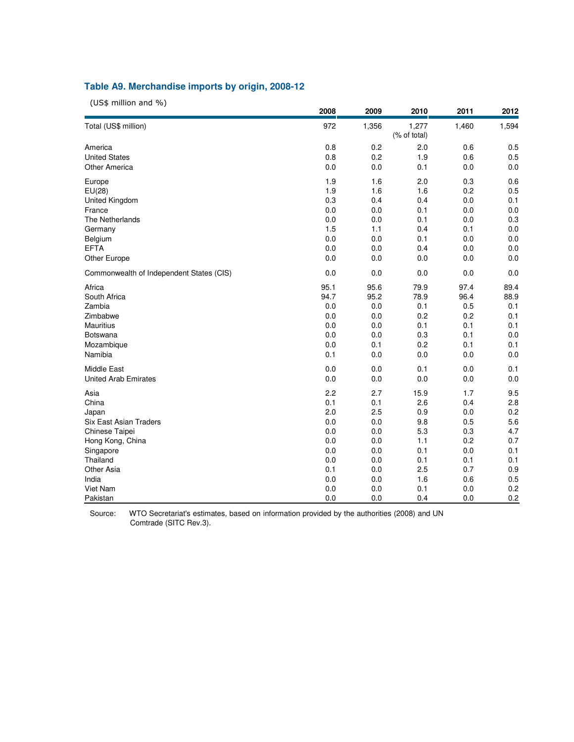## Table A9. Merchandise imports by origin, 2008-12

(US$ million and %)

| | 2008 | 2009 | 2010 | 2011 | 2012 |
|---|---|---|---|---|---|
| Total (US$ million) | 972 | 1,356 | 1,277 | 1,460 | 1,594 |
| | | | (% of total) | | |
| America | 0.8 | 0.2 | 2.0 | 0.6 | 0.5 |
| United States | 0.8 | 0.2 | 1.9 | 0.6 | 0.5 |
| Other America | 0.0 | 0.0 | 0.1 | 0.0 | 0.0 |
| Europe | 1.9 | 1.6 | 2.0 | 0.3 | 0.6 |
| EU(28) | 1.9 | 1.6 | 1.6 | 0.2 | 0.5 |
| United Kingdom | 0.3 | 0.4 | 0.4 | 0.0 | 0.1 |
| France | 0.0 | 0.0 | 0.1 | 0.0 | 0.0 |
| The Netherlands | 0.0 | 0.0 | 0.1 | 0.0 | 0.3 |
| Germany | 1.5 | 1.1 | 0.4 | 0.1 | 0.0 |
| Belgium | 0.0 | 0.0 | 0.1 | 0.0 | 0.0 |
| EFTA | 0.0 | 0.0 | 0.4 | 0.0 | 0.0 |
| Other Europe | 0.0 | 0.0 | 0.0 | 0.0 | 0.0 |
| Commonwealth of Independent States (CIS) | 0.0 | 0.0 | 0.0 | 0.0 | 0.0 |
| Africa | 95.1 | 95.6 | 79.9 | 97.4 | 89.4 |
| South Africa | 94.7 | 95.2 | 78.9 | 96.4 | 88.9 |
| Zambia | 0.0 | 0.0 | 0.1 | 0.5 | 0.1 |
| Zimbabwe | 0.0 | 0.0 | 0.2 | 0.2 | 0.1 |
| Mauritius | 0.0 | 0.0 | 0.1 | 0.1 | 0.1 |
| Botswana | 0.0 | 0.0 | 0.3 | 0.1 | 0.0 |
| Mozambique | 0.0 | 0.1 | 0.2 | 0.1 | 0.1 |
| Namibia | 0.1 | 0.0 | 0.0 | 0.0 | 0.0 |
| Middle East | 0.0 | 0.0 | 0.1 | 0.0 | 0.1 |
| United Arab Emirates | 0.0 | 0.0 | 0.0 | 0.0 | 0.0 |
| Asia | 2.2 | 2.7 | 15.9 | 1.7 | 9.5 |
| China | 0.1 | 0.1 | 2.6 | 0.4 | 2.8 |
| Japan | 2.0 | 2.5 | 0.9 | 0.0 | 0.2 |
| Six East Asian Traders | 0.0 | 0.0 | 9.8 | 0.5 | 5.6 |
| Chinese Taipei | 0.0 | 0.0 | 5.3 | 0.3 | 4.7 |
| Hong Kong, China | 0.0 | 0.0 | 1.1 | 0.2 | 0.7 |
| Singapore | 0.0 | 0.0 | 0.1 | 0.0 | 0.1 |
| Thailand | 0.0 | 0.0 | 0.1 | 0.1 | 0.1 |
| Other Asia | 0.1 | 0.0 | 2.5 | 0.7 | 0.9 |
| India | 0.0 | 0.0 | 1.6 | 0.6 | 0.5 |
| Viet Nam | 0.0 | 0.0 | 0.1 | 0.0 | 0.2 |
| Pakistan | 0.0 | 0.0 | 0.4 | 0.0 | 0.2 |

Source: WTO Secretariat's estimates, based on information provided by the authorities (2008) and UN Comtrade (SITC Rev.3).